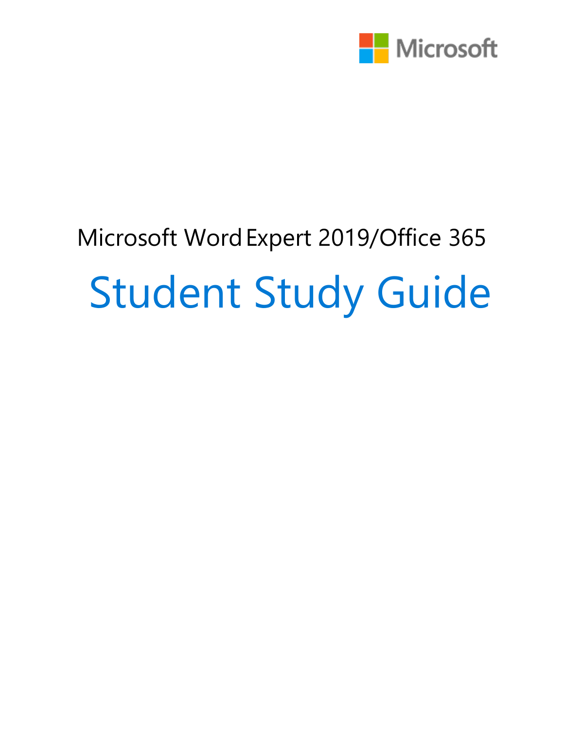Microsoft

Microsoft Word Expert 2019/Office 365

# Student Study Guide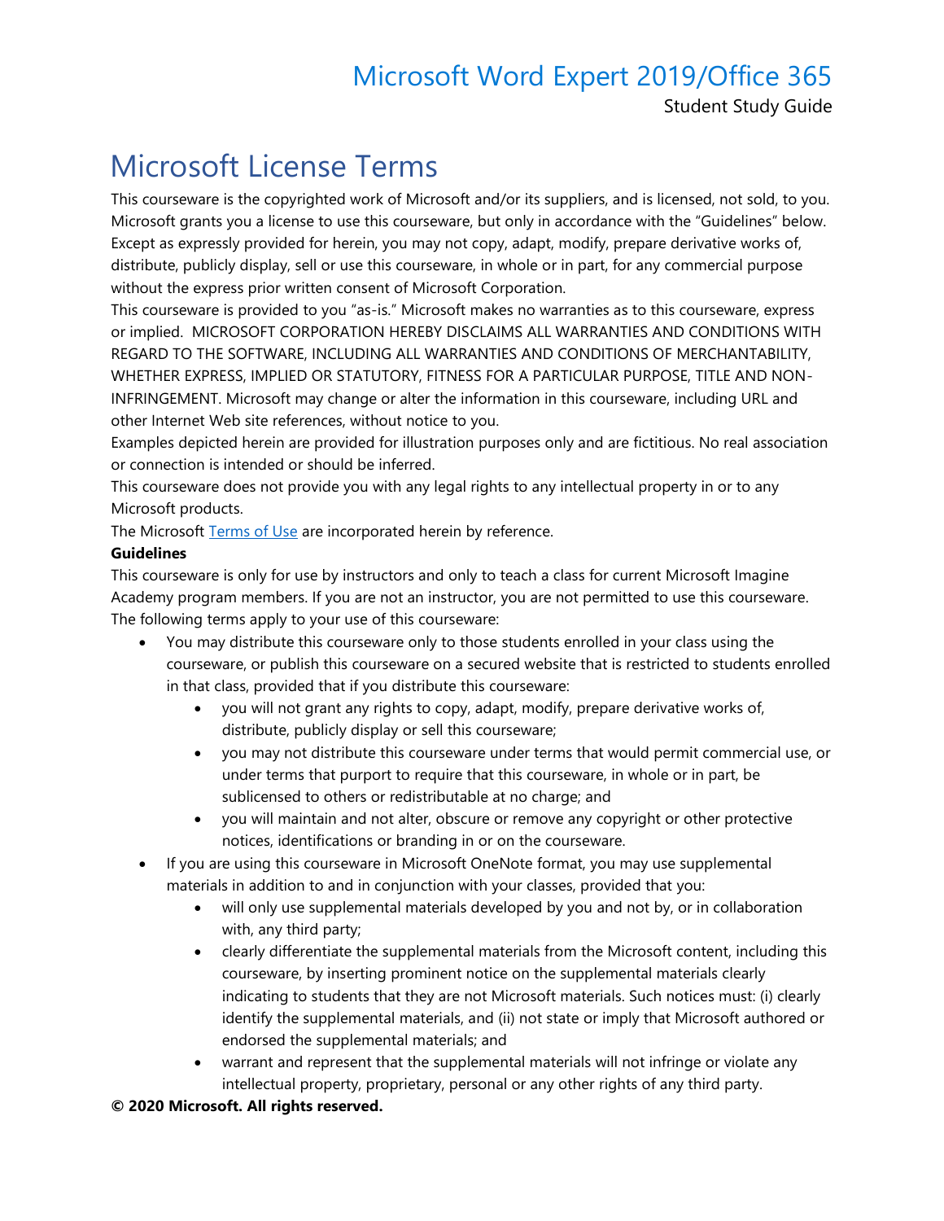# Microsoft License Terms

This courseware is the copyrighted work of Microsoft and/or its suppliers, and is licensed, not sold, to you. Microsoft grants you a license to use this courseware, but only in accordance with the "Guidelines" below. Except as expressly provided for herein, you may not copy, adapt, modify, prepare derivative works of, distribute, publicly display, sell or use this courseware, in whole or in part, for any commercial purpose without the express prior written consent of Microsoft Corporation.

This courseware is provided to you "as-is." Microsoft makes no warranties as to this courseware, express or implied. MICROSOFT CORPORATION HEREBY DISCLAIMS ALL WARRANTIES AND CONDITIONS WITH REGARD TO THE SOFTWARE, INCLUDING ALL WARRANTIES AND CONDITIONS OF MERCHANTABILITY, WHETHER EXPRESS, IMPLIED OR STATUTORY, FITNESS FOR A PARTICULAR PURPOSE, TITLE AND NON-INFRINGEMENT. Microsoft may change or alter the information in this courseware, including URL and other Internet Web site references, without notice to you.

Examples depicted herein are provided for illustration purposes only and are fictitious. No real association or connection is intended or should be inferred.

This courseware does not provide you with any legal rights to any intellectual property in or to any Microsoft products.

The Microsoft Terms of Use are incorporated herein by reference.

**Guidelines**

This courseware is only for use by instructors and only to teach a class for current Microsoft Imagine Academy program members. If you are not an instructor, you are not permitted to use this courseware. The following terms apply to your use of this courseware:

- You may distribute this courseware only to those students enrolled in your class using the courseware, or publish this courseware on a secured website that is restricted to students enrolled in that class, provided that if you distribute this courseware:
  - you will not grant any rights to copy, adapt, modify, prepare derivative works of, distribute, publicly display or sell this courseware;
  - you may not distribute this courseware under terms that would permit commercial use, or under terms that purport to require that this courseware, in whole or in part, be sublicensed to others or redistributable at no charge; and
  - you will maintain and not alter, obscure or remove any copyright or other protective notices, identifications or branding in or on the courseware.
- If you are using this courseware in Microsoft OneNote format, you may use supplemental materials in addition to and in conjunction with your classes, provided that you:
  - will only use supplemental materials developed by you and not by, or in collaboration with, any third party;
  - clearly differentiate the supplemental materials from the Microsoft content, including this courseware, by inserting prominent notice on the supplemental materials clearly indicating to students that they are not Microsoft materials. Such notices must: (i) clearly identify the supplemental materials, and (ii) not state or imply that Microsoft authored or endorsed the supplemental materials; and
  - warrant and represent that the supplemental materials will not infringe or violate any intellectual property, proprietary, personal or any other rights of any third party.

**© 2020 Microsoft. All rights reserved.**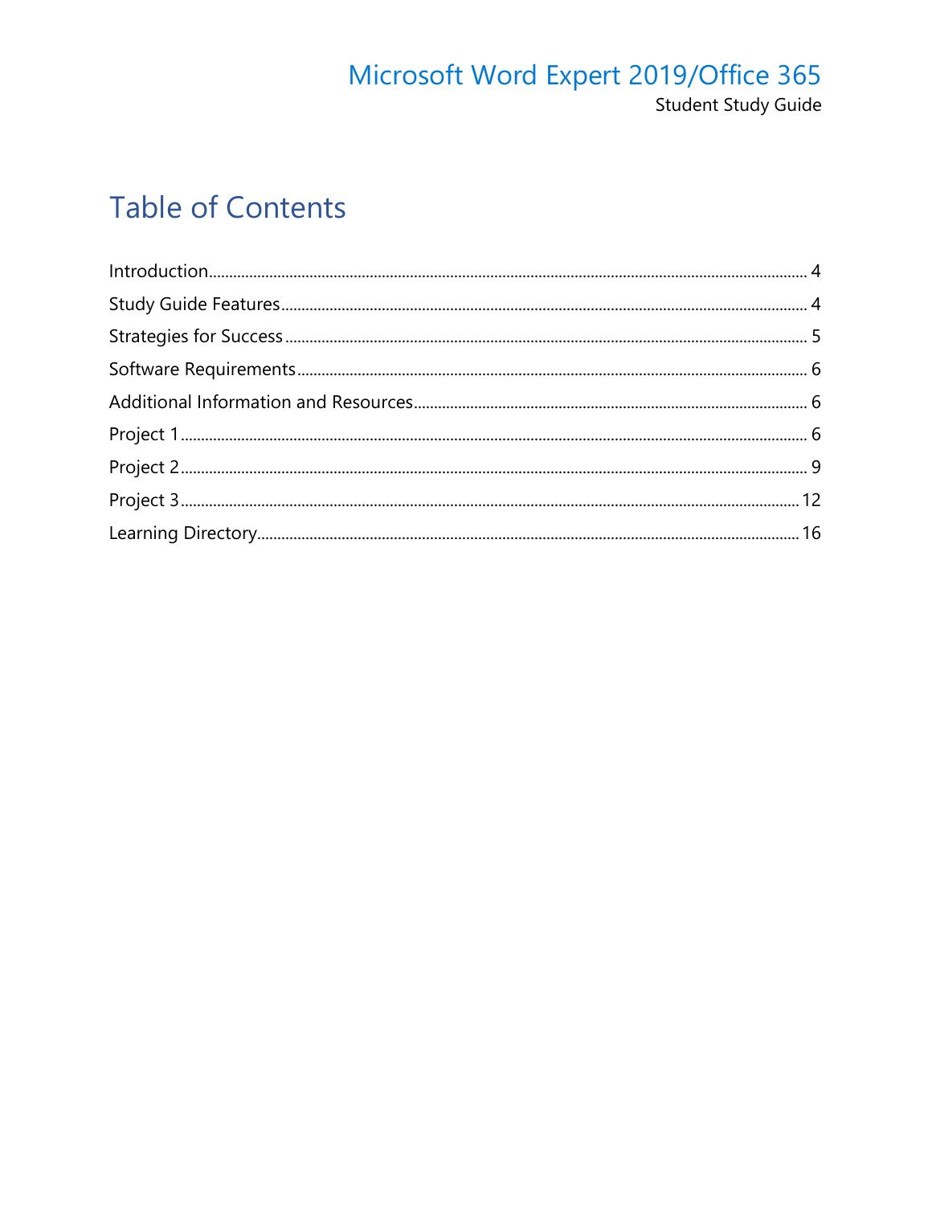# Table of Contents

Introduction.......................................................................................................................................... 4

Study Guide Features........................................................................................................................ 4

Strategies for Success ........................................................................................................................ 5

Software Requirements..................................................................................................................... 6

Additional Information and Resources........................................................................................ 6

Project 1 .................................................................................................................................................. 6

Project 2 .................................................................................................................................................. 9

Project 3 ................................................................................................................................................ 12

Learning Directory............................................................................................................................. 16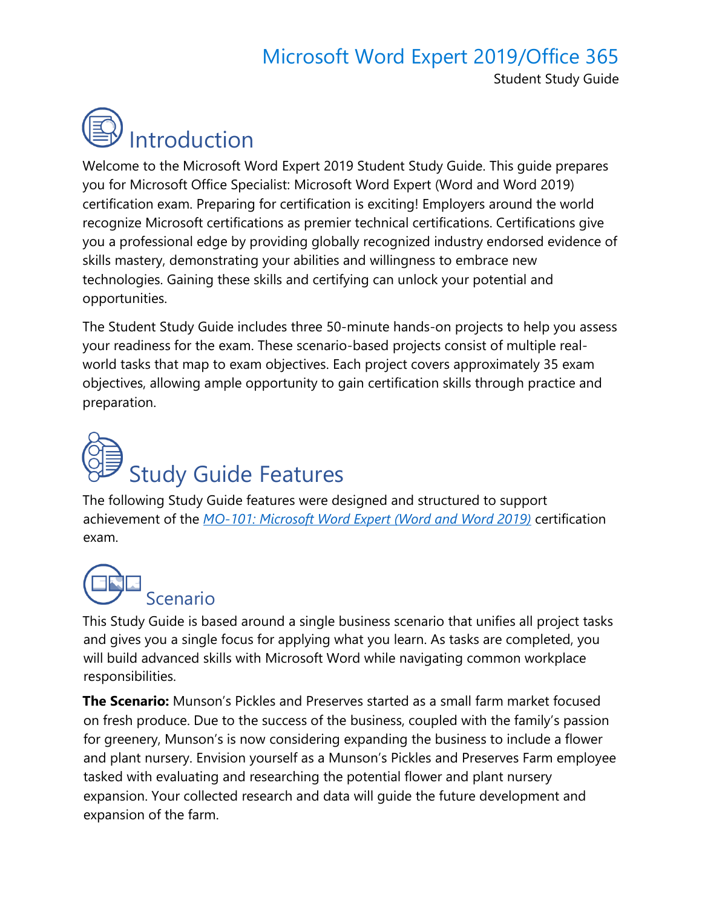# Introduction

Welcome to the Microsoft Word Expert 2019 Student Study Guide. This guide prepares you for Microsoft Office Specialist: Microsoft Word Expert (Word and Word 2019) certification exam. Preparing for certification is exciting! Employers around the world recognize Microsoft certifications as premier technical certifications. Certifications give you a professional edge by providing globally recognized industry endorsed evidence of skills mastery, demonstrating your abilities and willingness to embrace new technologies. Gaining these skills and certifying can unlock your potential and opportunities.

The Student Study Guide includes three 50-minute hands-on projects to help you assess your readiness for the exam. These scenario-based projects consist of multiple real-world tasks that map to exam objectives. Each project covers approximately 35 exam objectives, allowing ample opportunity to gain certification skills through practice and preparation.

# Study Guide Features

The following Study Guide features were designed and structured to support achievement of the *MO-101: Microsoft Word Expert (Word and Word 2019)* certification exam.

## Scenario

This Study Guide is based around a single business scenario that unifies all project tasks and gives you a single focus for applying what you learn. As tasks are completed, you will build advanced skills with Microsoft Word while navigating common workplace responsibilities.

**The Scenario:** Munson's Pickles and Preserves started as a small farm market focused on fresh produce. Due to the success of the business, coupled with the family's passion for greenery, Munson's is now considering expanding the business to include a flower and plant nursery. Envision yourself as a Munson's Pickles and Preserves Farm employee tasked with evaluating and researching the potential flower and plant nursery expansion. Your collected research and data will guide the future development and expansion of the farm.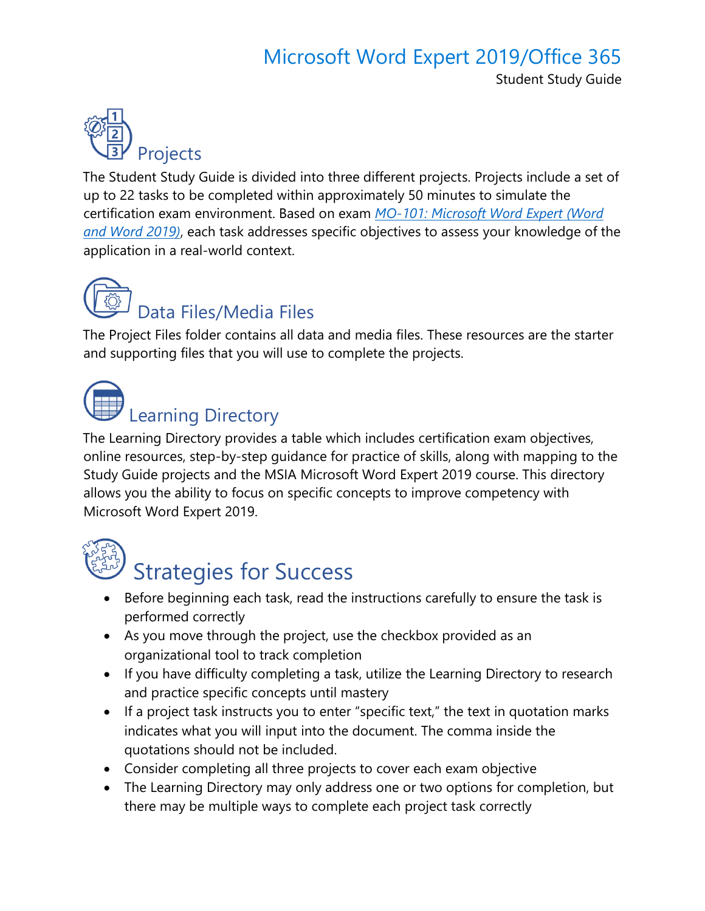## Projects

The Student Study Guide is divided into three different projects. Projects include a set of up to 22 tasks to be completed within approximately 50 minutes to simulate the certification exam environment. Based on exam *MO-101: Microsoft Word Expert (Word and Word 2019)*, each task addresses specific objectives to assess your knowledge of the application in a real-world context.

## Data Files/Media Files

The Project Files folder contains all data and media files. These resources are the starter and supporting files that you will use to complete the projects.

## Learning Directory

The Learning Directory provides a table which includes certification exam objectives, online resources, step-by-step guidance for practice of skills, along with mapping to the Study Guide projects and the MSIA Microsoft Word Expert 2019 course. This directory allows you the ability to focus on specific concepts to improve competency with Microsoft Word Expert 2019.

# Strategies for Success

- Before beginning each task, read the instructions carefully to ensure the task is performed correctly
- As you move through the project, use the checkbox provided as an organizational tool to track completion
- If you have difficulty completing a task, utilize the Learning Directory to research and practice specific concepts until mastery
- If a project task instructs you to enter "specific text," the text in quotation marks indicates what you will input into the document. The comma inside the quotations should not be included.
- Consider completing all three projects to cover each exam objective
- The Learning Directory may only address one or two options for completion, but there may be multiple ways to complete each project task correctly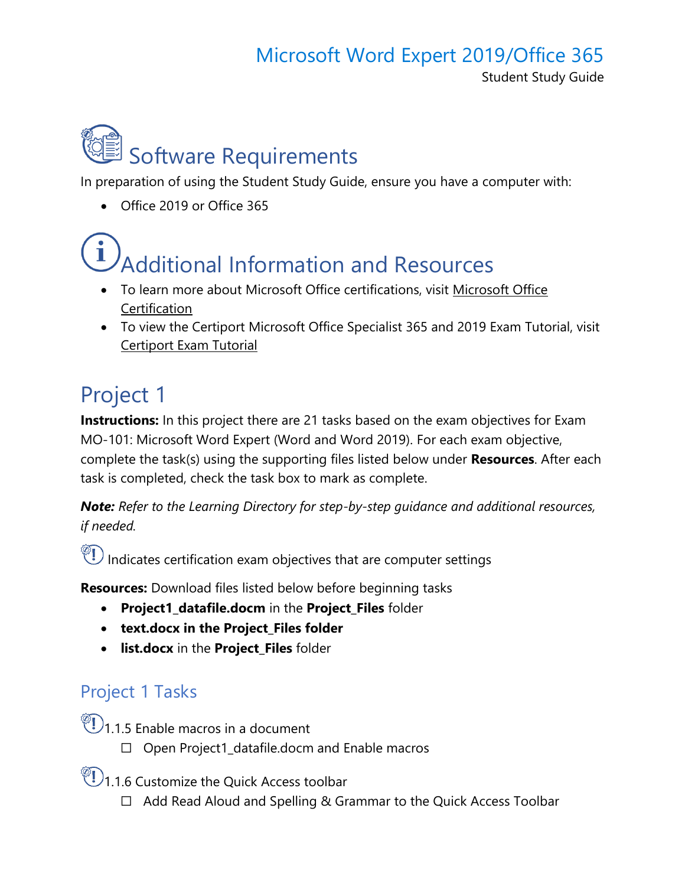# Software Requirements

In preparation of using the Student Study Guide, ensure you have a computer with:

- Office 2019 or Office 365

# Additional Information and Resources

- To learn more about Microsoft Office certifications, visit Microsoft Office Certification
- To view the Certiport Microsoft Office Specialist 365 and 2019 Exam Tutorial, visit Certiport Exam Tutorial

## Project 1

**Instructions:** In this project there are 21 tasks based on the exam objectives for Exam MO-101: Microsoft Word Expert (Word and Word 2019). For each exam objective, complete the task(s) using the supporting files listed below under **Resources**. After each task is completed, check the task box to mark as complete.

***Note:*** *Refer to the Learning Directory for step-by-step guidance and additional resources, if needed.*

Indicates certification exam objectives that are computer settings

**Resources:** Download files listed below before beginning tasks

- **Project1_datafile.docm** in the **Project_Files** folder
- **text.docx in the Project_Files folder**
- **list.docx** in the **Project_Files** folder

### Project 1 Tasks

1.1.5 Enable macros in a document

- ☐ Open Project1_datafile.docm and Enable macros

1.1.6 Customize the Quick Access toolbar

- ☐ Add Read Aloud and Spelling & Grammar to the Quick Access Toolbar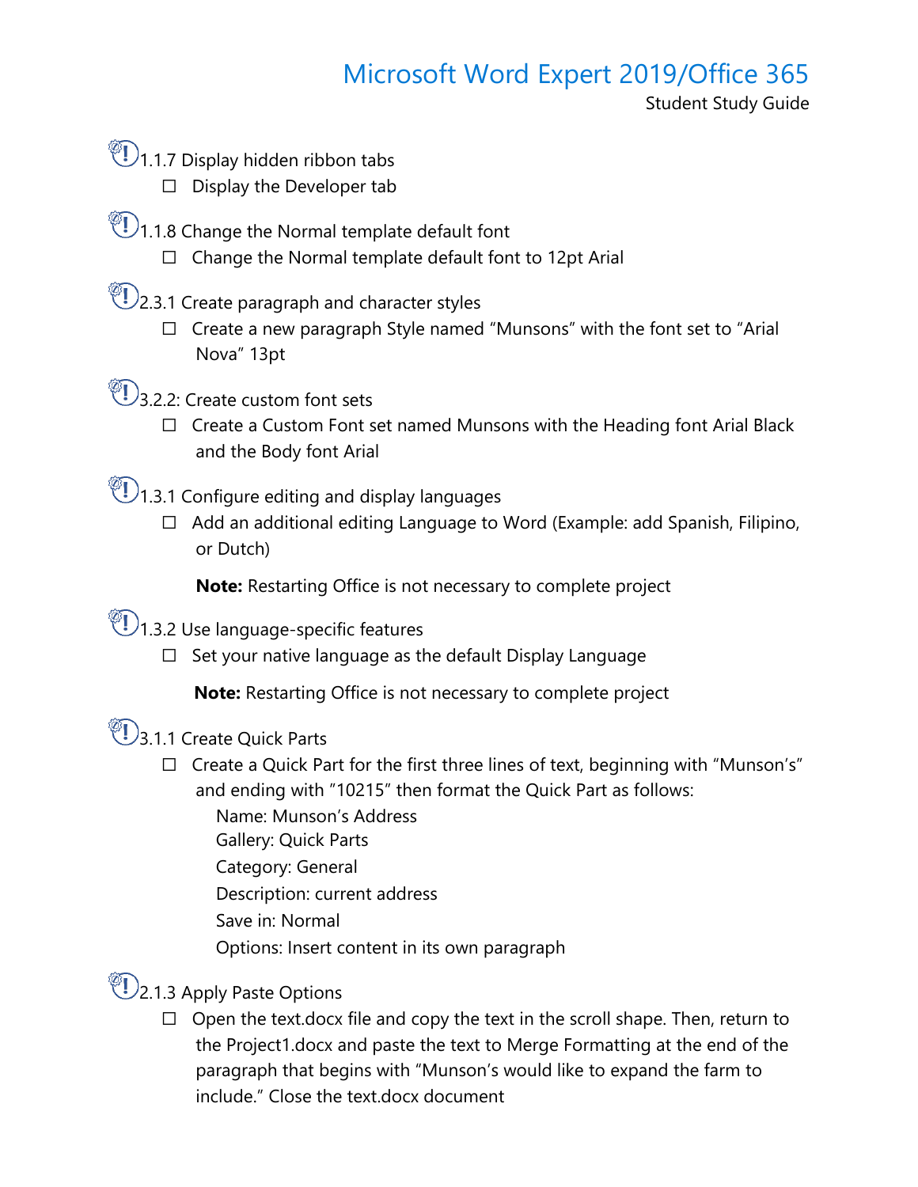1.1.7 Display hidden ribbon tabs

- ☐ Display the Developer tab

1.1.8 Change the Normal template default font

- ☐ Change the Normal template default font to 12pt Arial

2.3.1 Create paragraph and character styles

- ☐ Create a new paragraph Style named "Munsons" with the font set to "Arial Nova" 13pt

3.2.2: Create custom font sets

- ☐ Create a Custom Font set named Munsons with the Heading font Arial Black and the Body font Arial

1.3.1 Configure editing and display languages

- ☐ Add an additional editing Language to Word (Example: add Spanish, Filipino, or Dutch)

  **Note:** Restarting Office is not necessary to complete project

1.3.2 Use language-specific features

- ☐ Set your native language as the default Display Language

  **Note:** Restarting Office is not necessary to complete project

3.1.1 Create Quick Parts

- ☐ Create a Quick Part for the first three lines of text, beginning with "Munson's" and ending with "10215" then format the Quick Part as follows:
  - Name: Munson's Address
  - Gallery: Quick Parts
  - Category: General
  - Description: current address
  - Save in: Normal
  - Options: Insert content in its own paragraph

2.1.3 Apply Paste Options

- ☐ Open the text.docx file and copy the text in the scroll shape. Then, return to the Project1.docx and paste the text to Merge Formatting at the end of the paragraph that begins with "Munson's would like to expand the farm to include." Close the text.docx document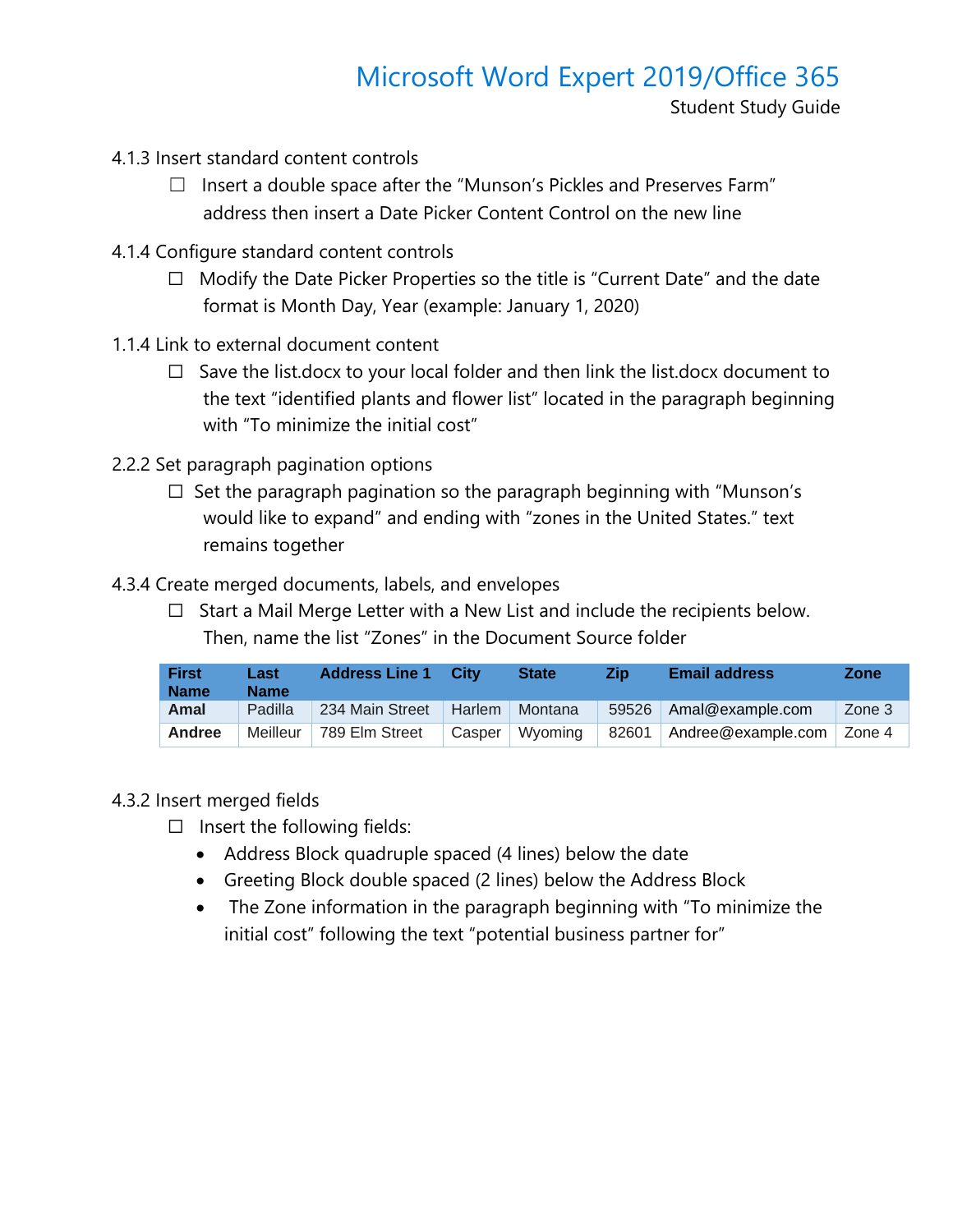4.1.3 Insert standard content controls

- ☐ Insert a double space after the "Munson's Pickles and Preserves Farm" address then insert a Date Picker Content Control on the new line

4.1.4 Configure standard content controls

- ☐ Modify the Date Picker Properties so the title is "Current Date" and the date format is Month Day, Year (example: January 1, 2020)

1.1.4 Link to external document content

- ☐ Save the list.docx to your local folder and then link the list.docx document to the text "identified plants and flower list" located in the paragraph beginning with "To minimize the initial cost"

2.2.2 Set paragraph pagination options

- ☐ Set the paragraph pagination so the paragraph beginning with "Munson's would like to expand" and ending with "zones in the United States." text remains together

4.3.4 Create merged documents, labels, and envelopes

- ☐ Start a Mail Merge Letter with a New List and include the recipients below. Then, name the list "Zones" in the Document Source folder

| First Name | Last Name | Address Line 1 | City | State | Zip | Email address | Zone |
|---|---|---|---|---|---|---|---|
| **Amal** | Padilla | 234 Main Street | Harlem | Montana | 59526 | Amal@example.com | Zone 3 |
| **Andree** | Meilleur | 789 Elm Street | Casper | Wyoming | 82601 | Andree@example.com | Zone 4 |

4.3.2 Insert merged fields

- ☐ Insert the following fields:
  - Address Block quadruple spaced (4 lines) below the date
  - Greeting Block double spaced (2 lines) below the Address Block
  - The Zone information in the paragraph beginning with "To minimize the initial cost" following the text "potential business partner for"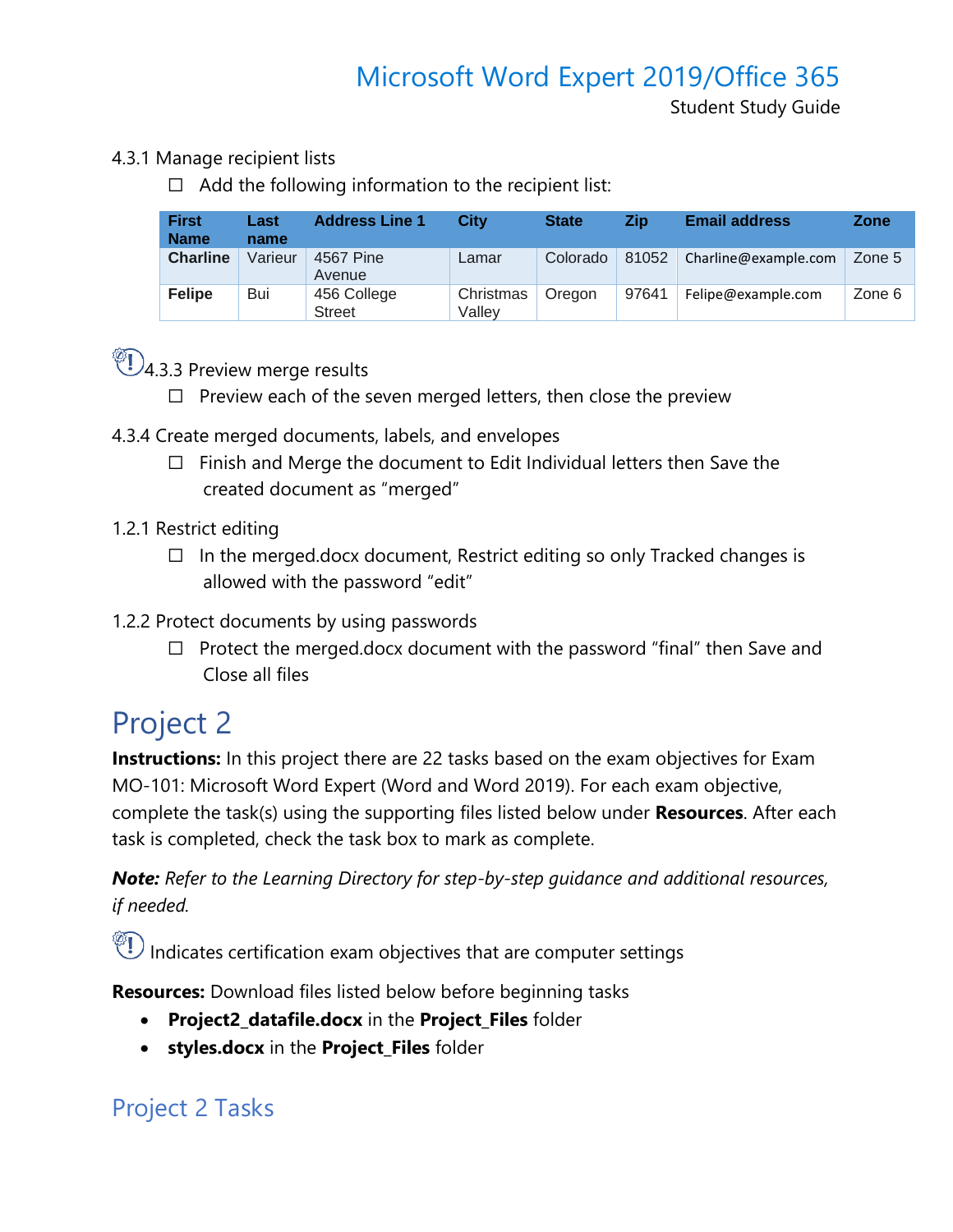4.3.1 Manage recipient lists

☐ Add the following information to the recipient list:

| First Name | Last name | Address Line 1 | City | State | Zip | Email address | Zone |
|---|---|---|---|---|---|---|---|
| **Charline** | Varieur | 4567 Pine Avenue | Lamar | Colorado | 81052 | Charline@example.com | Zone 5 |
| **Felipe** | Bui | 456 College Street | Christmas Valley | Oregon | 97641 | Felipe@example.com | Zone 6 |

4.3.3 Preview merge results

☐ Preview each of the seven merged letters, then close the preview

4.3.4 Create merged documents, labels, and envelopes

☐ Finish and Merge the document to Edit Individual letters then Save the created document as "merged"

1.2.1 Restrict editing

☐ In the merged.docx document, Restrict editing so only Tracked changes is allowed with the password "edit"

1.2.2 Protect documents by using passwords

☐ Protect the merged.docx document with the password "final" then Save and Close all files

# Project 2

**Instructions:** In this project there are 22 tasks based on the exam objectives for Exam MO-101: Microsoft Word Expert (Word and Word 2019). For each exam objective, complete the task(s) using the supporting files listed below under **Resources**. After each task is completed, check the task box to mark as complete.

***Note:*** *Refer to the Learning Directory for step-by-step guidance and additional resources, if needed.*

Indicates certification exam objectives that are computer settings

**Resources:** Download files listed below before beginning tasks

- **Project2_datafile.docx** in the **Project_Files** folder
- **styles.docx** in the **Project_Files** folder

## Project 2 Tasks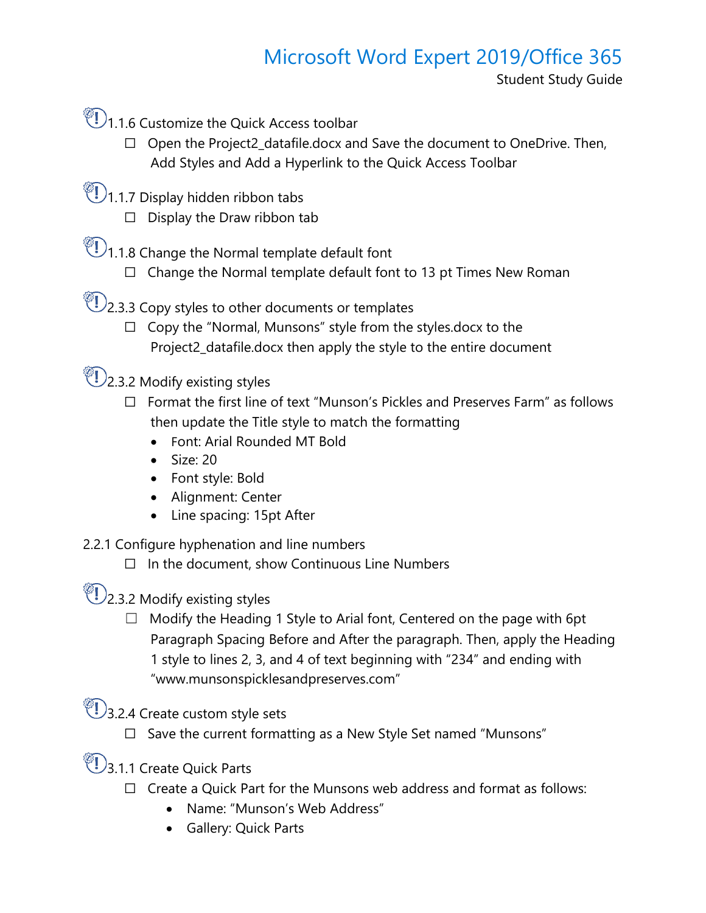1.1.6 Customize the Quick Access toolbar

- ☐ Open the Project2_datafile.docx and Save the document to OneDrive. Then, Add Styles and Add a Hyperlink to the Quick Access Toolbar

1.1.7 Display hidden ribbon tabs

- ☐ Display the Draw ribbon tab

1.1.8 Change the Normal template default font

- ☐ Change the Normal template default font to 13 pt Times New Roman

2.3.3 Copy styles to other documents or templates

- ☐ Copy the "Normal, Munsons" style from the styles.docx to the Project2_datafile.docx then apply the style to the entire document

2.3.2 Modify existing styles

- ☐ Format the first line of text "Munson's Pickles and Preserves Farm" as follows then update the Title style to match the formatting
  - Font: Arial Rounded MT Bold
  - Size: 20
  - Font style: Bold
  - Alignment: Center
  - Line spacing: 15pt After

2.2.1 Configure hyphenation and line numbers

- ☐ In the document, show Continuous Line Numbers

2.3.2 Modify existing styles

- ☐ Modify the Heading 1 Style to Arial font, Centered on the page with 6pt Paragraph Spacing Before and After the paragraph. Then, apply the Heading 1 style to lines 2, 3, and 4 of text beginning with "234" and ending with "www.munsonspicklesandpreserves.com"

3.2.4 Create custom style sets

- ☐ Save the current formatting as a New Style Set named "Munsons"

3.1.1 Create Quick Parts

- ☐ Create a Quick Part for the Munsons web address and format as follows:
  - Name: "Munson's Web Address"
  - Gallery: Quick Parts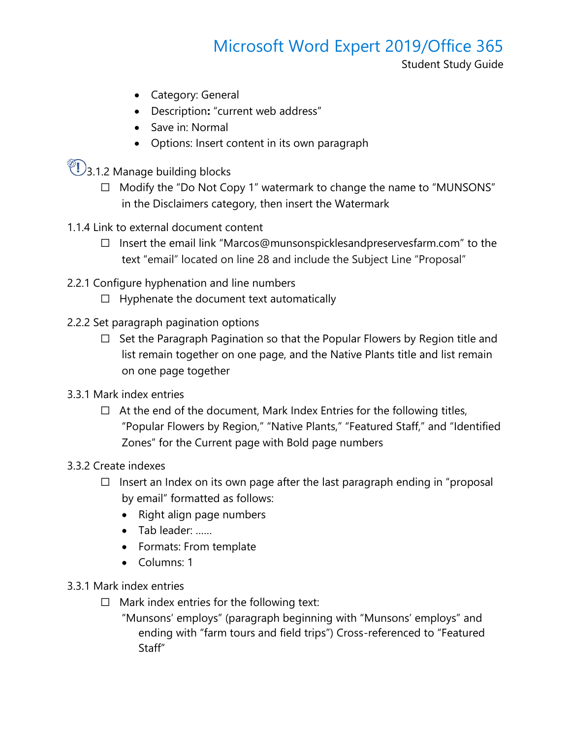- Category: General
- Description: "current web address"
- Save in: Normal
- Options: Insert content in its own paragraph

3.1.2 Manage building blocks

- ☐ Modify the "Do Not Copy 1" watermark to change the name to "MUNSONS" in the Disclaimers category, then insert the Watermark

1.1.4 Link to external document content

- ☐ Insert the email link "Marcos@munsonspicklesandpreservesfarm.com" to the text "email" located on line 28 and include the Subject Line "Proposal"

2.2.1 Configure hyphenation and line numbers

- ☐ Hyphenate the document text automatically

2.2.2 Set paragraph pagination options

- ☐ Set the Paragraph Pagination so that the Popular Flowers by Region title and list remain together on one page, and the Native Plants title and list remain on one page together

3.3.1 Mark index entries

- ☐ At the end of the document, Mark Index Entries for the following titles, "Popular Flowers by Region," "Native Plants," "Featured Staff," and "Identified Zones" for the Current page with Bold page numbers

3.3.2 Create indexes

- ☐ Insert an Index on its own page after the last paragraph ending in "proposal by email" formatted as follows:
  - Right align page numbers
  - Tab leader: ......
  - Formats: From template
  - Columns: 1

3.3.1 Mark index entries

- ☐ Mark index entries for the following text:
  "Munsons' employs" (paragraph beginning with "Munsons' employs" and ending with "farm tours and field trips") Cross-referenced to "Featured Staff"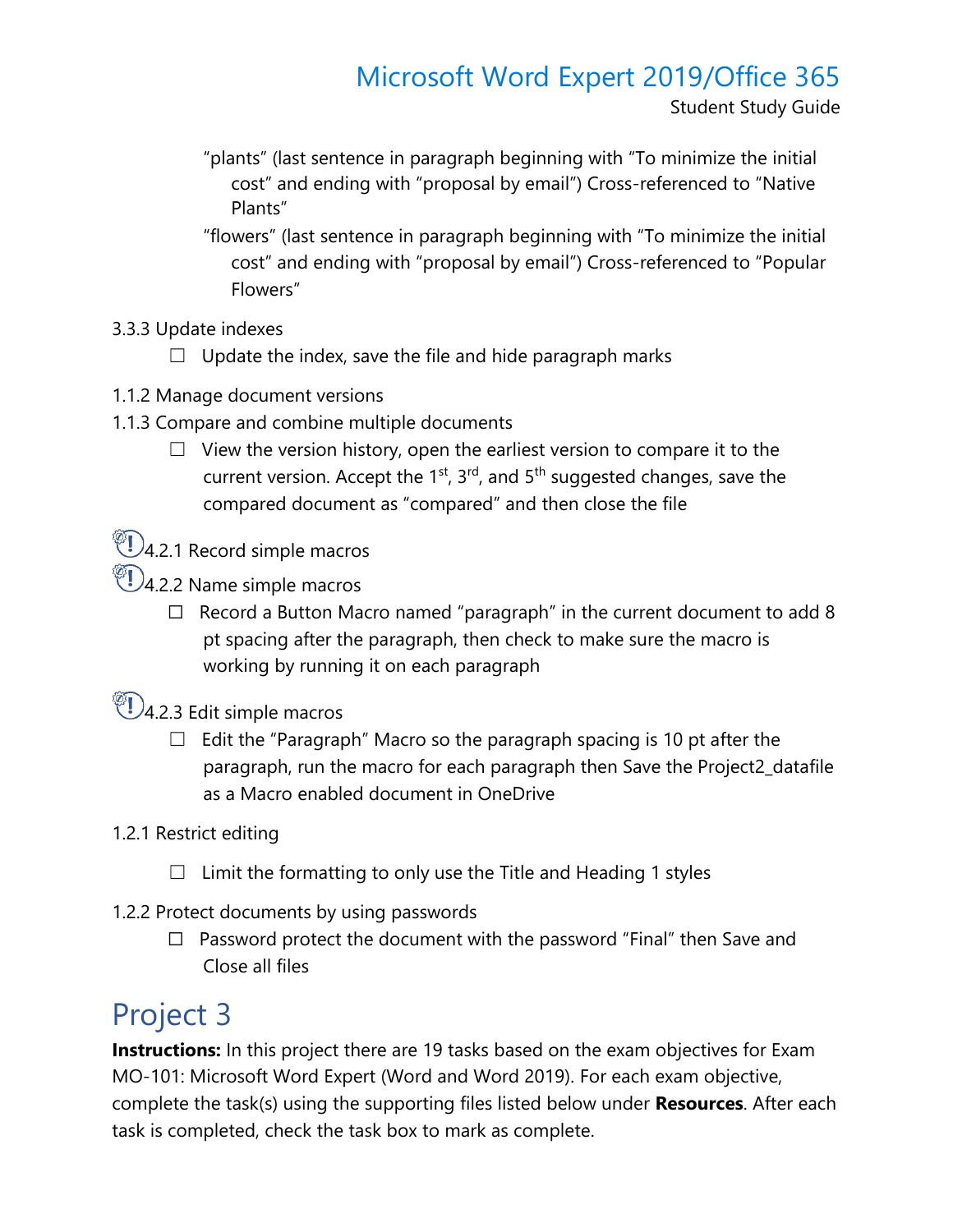"plants" (last sentence in paragraph beginning with "To minimize the initial cost" and ending with "proposal by email") Cross-referenced to "Native Plants"

"flowers" (last sentence in paragraph beginning with "To minimize the initial cost" and ending with "proposal by email") Cross-referenced to "Popular Flowers"

3.3.3 Update indexes

- ☐ Update the index, save the file and hide paragraph marks

1.1.2 Manage document versions

1.1.3 Compare and combine multiple documents

- ☐ View the version history, open the earliest version to compare it to the current version. Accept the 1st, 3rd, and 5th suggested changes, save the compared document as "compared" and then close the file

4.2.1 Record simple macros

4.2.2 Name simple macros

- ☐ Record a Button Macro named "paragraph" in the current document to add 8 pt spacing after the paragraph, then check to make sure the macro is working by running it on each paragraph

4.2.3 Edit simple macros

- ☐ Edit the "Paragraph" Macro so the paragraph spacing is 10 pt after the paragraph, run the macro for each paragraph then Save the Project2_datafile as a Macro enabled document in OneDrive

1.2.1 Restrict editing

- ☐ Limit the formatting to only use the Title and Heading 1 styles

1.2.2 Protect documents by using passwords

- ☐ Password protect the document with the password "Final" then Save and Close all files

# Project 3

**Instructions:** In this project there are 19 tasks based on the exam objectives for Exam MO-101: Microsoft Word Expert (Word and Word 2019). For each exam objective, complete the task(s) using the supporting files listed below under **Resources**. After each task is completed, check the task box to mark as complete.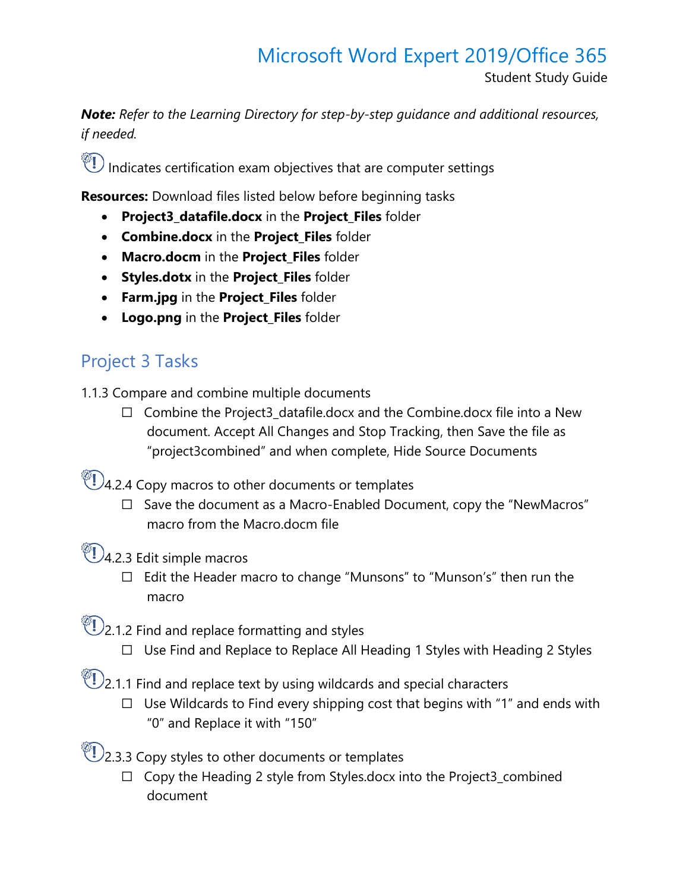# Microsoft Word Expert 2019/Office 365

Student Study Guide

***Note:*** *Refer to the Learning Directory for step-by-step guidance and additional resources, if needed.*

Indicates certification exam objectives that are computer settings

**Resources:** Download files listed below before beginning tasks

- **Project3_datafile.docx** in the **Project_Files** folder
- **Combine.docx** in the **Project_Files** folder
- **Macro.docm** in the **Project_Files** folder
- **Styles.dotx** in the **Project_Files** folder
- **Farm.jpg** in the **Project_Files** folder
- **Logo.png** in the **Project_Files** folder

## Project 3 Tasks

1.1.3 Compare and combine multiple documents

- ☐ Combine the Project3_datafile.docx and the Combine.docx file into a New document. Accept All Changes and Stop Tracking, then Save the file as "project3combined" and when complete, Hide Source Documents

4.2.4 Copy macros to other documents or templates

- ☐ Save the document as a Macro-Enabled Document, copy the "NewMacros" macro from the Macro.docm file

4.2.3 Edit simple macros

- ☐ Edit the Header macro to change "Munsons" to "Munson's" then run the macro

2.1.2 Find and replace formatting and styles

- ☐ Use Find and Replace to Replace All Heading 1 Styles with Heading 2 Styles

2.1.1 Find and replace text by using wildcards and special characters

- ☐ Use Wildcards to Find every shipping cost that begins with "1" and ends with "0" and Replace it with "150"

2.3.3 Copy styles to other documents or templates

- ☐ Copy the Heading 2 style from Styles.docx into the Project3_combined document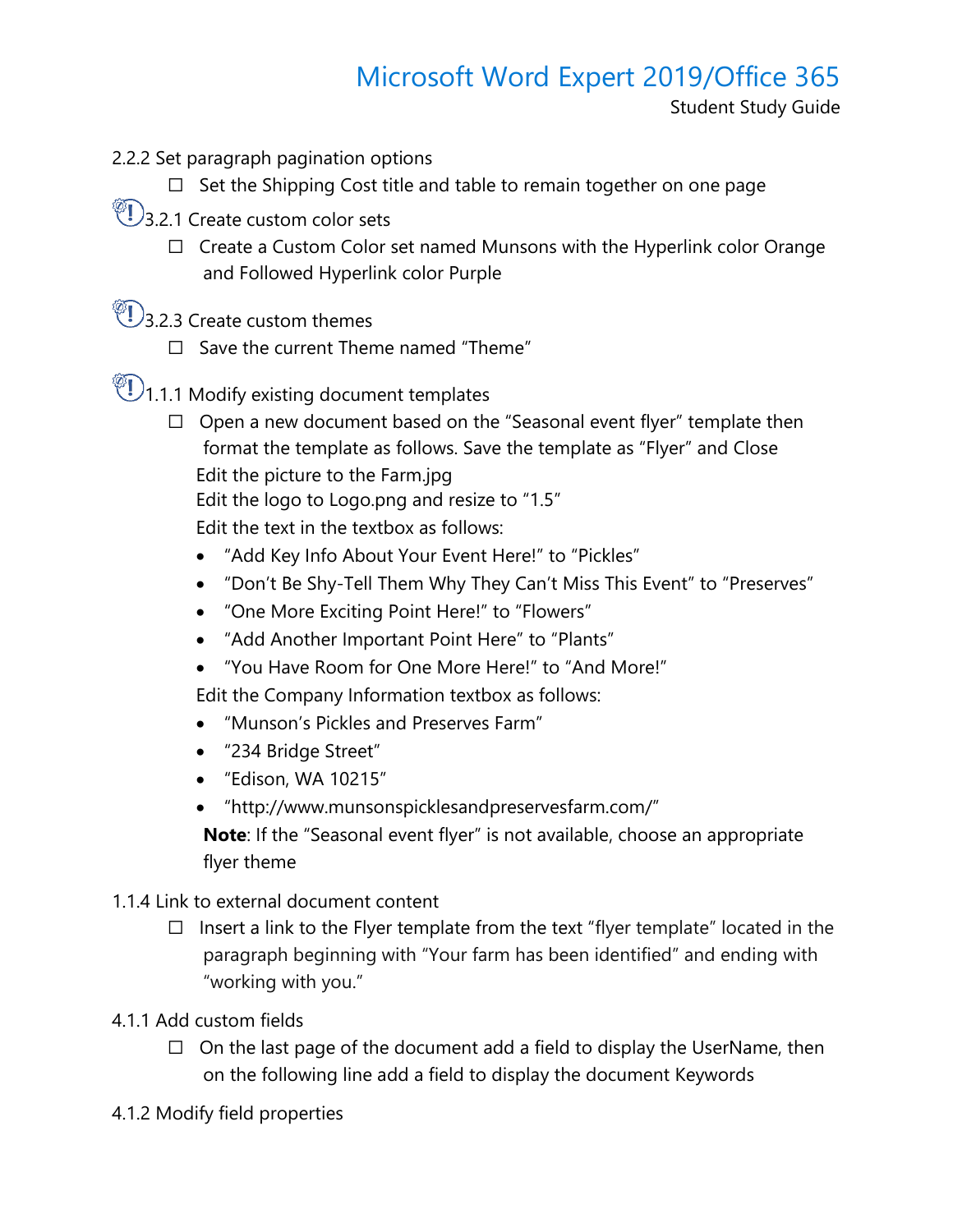2.2.2 Set paragraph pagination options

- ☐ Set the Shipping Cost title and table to remain together on one page

3.2.1 Create custom color sets

- ☐ Create a Custom Color set named Munsons with the Hyperlink color Orange and Followed Hyperlink color Purple

3.2.3 Create custom themes

- ☐ Save the current Theme named "Theme"

1.1.1 Modify existing document templates

- ☐ Open a new document based on the "Seasonal event flyer" template then format the template as follows. Save the template as "Flyer" and Close

  Edit the picture to the Farm.jpg

  Edit the logo to Logo.png and resize to "1.5"

  Edit the text in the textbox as follows:

  - "Add Key Info About Your Event Here!" to "Pickles"
  - "Don't Be Shy-Tell Them Why They Can't Miss This Event" to "Preserves"
  - "One More Exciting Point Here!" to "Flowers"
  - "Add Another Important Point Here" to "Plants"
  - "You Have Room for One More Here!" to "And More!"

  Edit the Company Information textbox as follows:

  - "Munson's Pickles and Preserves Farm"
  - "234 Bridge Street"
  - "Edison, WA 10215"
  - "http://www.munsonspicklesandpreservesfarm.com/"

  **Note**: If the "Seasonal event flyer" is not available, choose an appropriate flyer theme

1.1.4 Link to external document content

- ☐ Insert a link to the Flyer template from the text "flyer template" located in the paragraph beginning with "Your farm has been identified" and ending with "working with you."

4.1.1 Add custom fields

- ☐ On the last page of the document add a field to display the UserName, then on the following line add a field to display the document Keywords

4.1.2 Modify field properties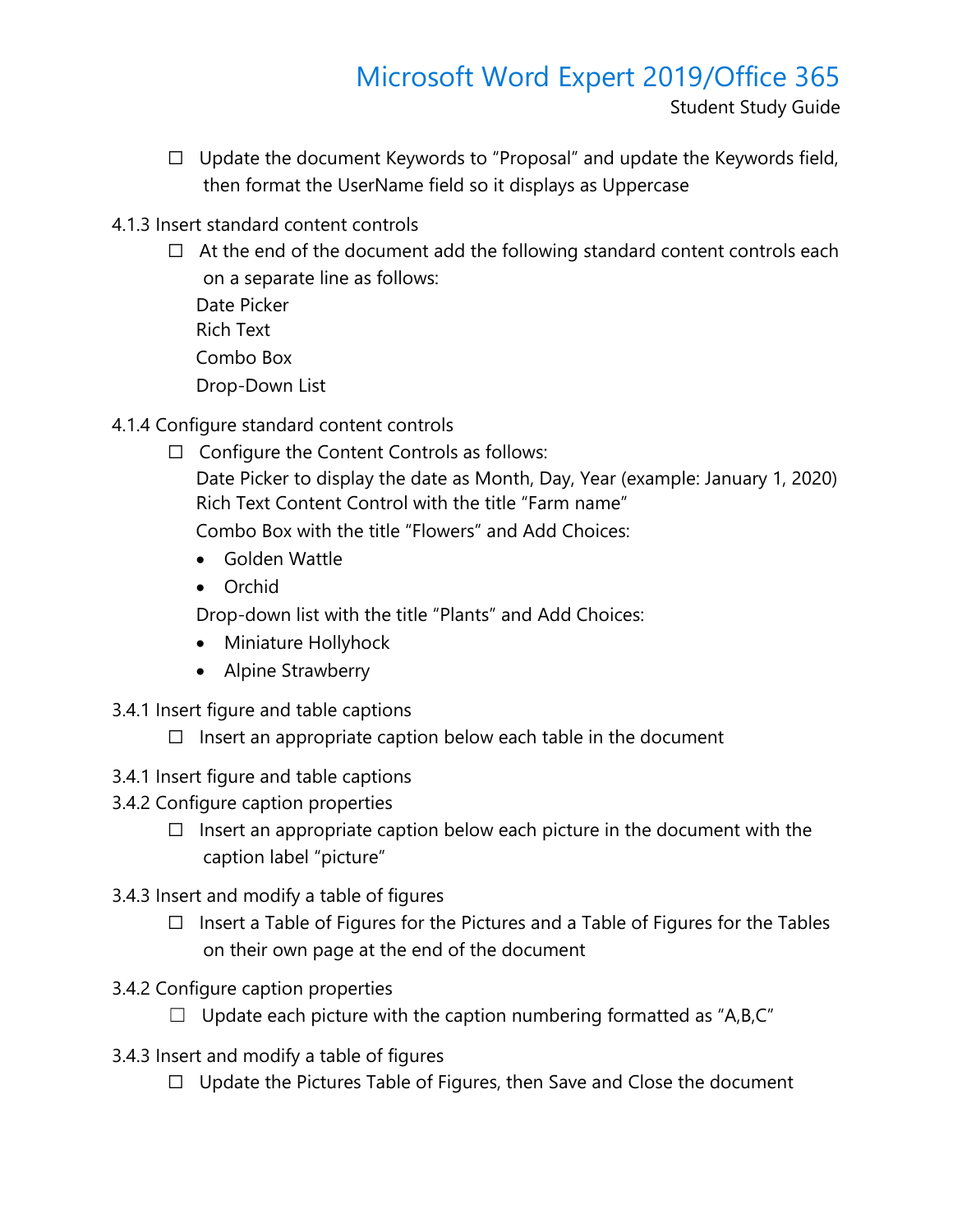- ☐ Update the document Keywords to "Proposal" and update the Keywords field, then format the UserName field so it displays as Uppercase

4.1.3 Insert standard content controls

- ☐ At the end of the document add the following standard content controls each on a separate line as follows:

  Date Picker
  Rich Text
  Combo Box
  Drop-Down List

4.1.4 Configure standard content controls

- ☐ Configure the Content Controls as follows:

  Date Picker to display the date as Month, Day, Year (example: January 1, 2020)
  Rich Text Content Control with the title "Farm name"
  Combo Box with the title "Flowers" and Add Choices:

  - Golden Wattle
  - Orchid

  Drop-down list with the title "Plants" and Add Choices:

  - Miniature Hollyhock
  - Alpine Strawberry

3.4.1 Insert figure and table captions

- ☐ Insert an appropriate caption below each table in the document

3.4.1 Insert figure and table captions
3.4.2 Configure caption properties

- ☐ Insert an appropriate caption below each picture in the document with the caption label "picture"

3.4.3 Insert and modify a table of figures

- ☐ Insert a Table of Figures for the Pictures and a Table of Figures for the Tables on their own page at the end of the document

3.4.2 Configure caption properties

- ☐ Update each picture with the caption numbering formatted as "A,B,C"

3.4.3 Insert and modify a table of figures

- ☐ Update the Pictures Table of Figures, then Save and Close the document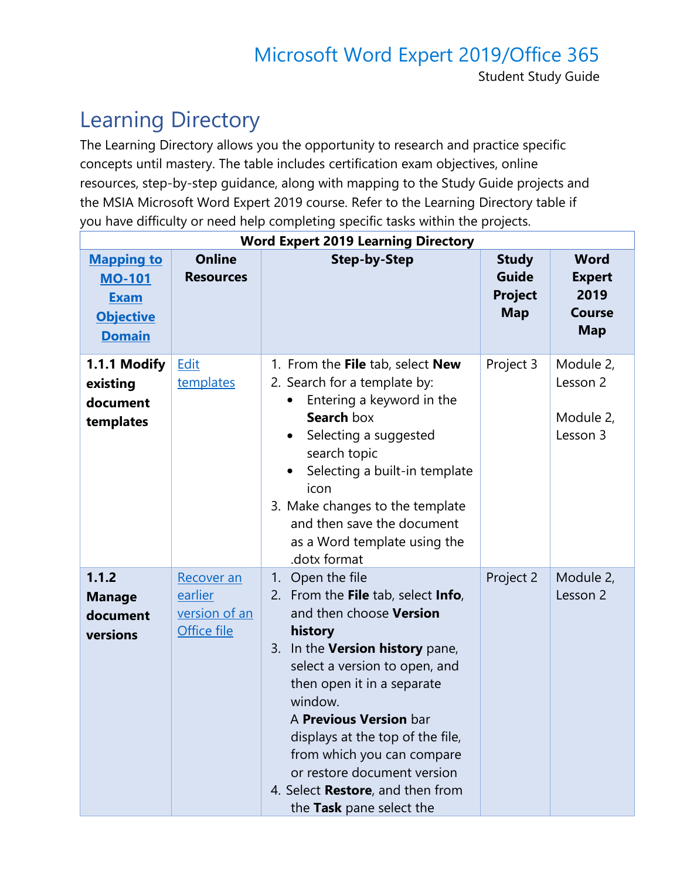# Learning Directory

The Learning Directory allows you the opportunity to research and practice specific concepts until mastery. The table includes certification exam objectives, online resources, step-by-step guidance, along with mapping to the Study Guide projects and the MSIA Microsoft Word Expert 2019 course. Refer to the Learning Directory table if you have difficulty or need help completing specific tasks within the projects.

| Word Expert 2019 Learning Directory | | | | |
|---|---|---|---|---|
| [Mapping to MO-101 Exam Objective Domain]() | Online Resources | Step-by-Step | Study Guide Project Map | Word Expert 2019 Course Map |
| **1.1.1 Modify existing document templates** | [Edit templates]() | 1. From the **File** tab, select **New**<br>2. Search for a template by:<br>• Entering a keyword in the **Search** box<br>• Selecting a suggested search topic<br>• Selecting a built-in template icon<br>3. Make changes to the template and then save the document as a Word template using the .dotx format | Project 3 | Module 2, Lesson 2<br><br>Module 2, Lesson 3 |
| **1.1.2 Manage document versions** | [Recover an earlier version of an Office file]() | 1. Open the file<br>2. From the **File** tab, select **Info**, and then choose **Version history**<br>3. In the **Version history** pane, select a version to open, and then open it in a separate window.<br>A **Previous Version** bar displays at the top of the file, from which you can compare or restore document version<br>4. Select **Restore**, and then from the **Task** pane select the | Project 2 | Module 2, Lesson 2 |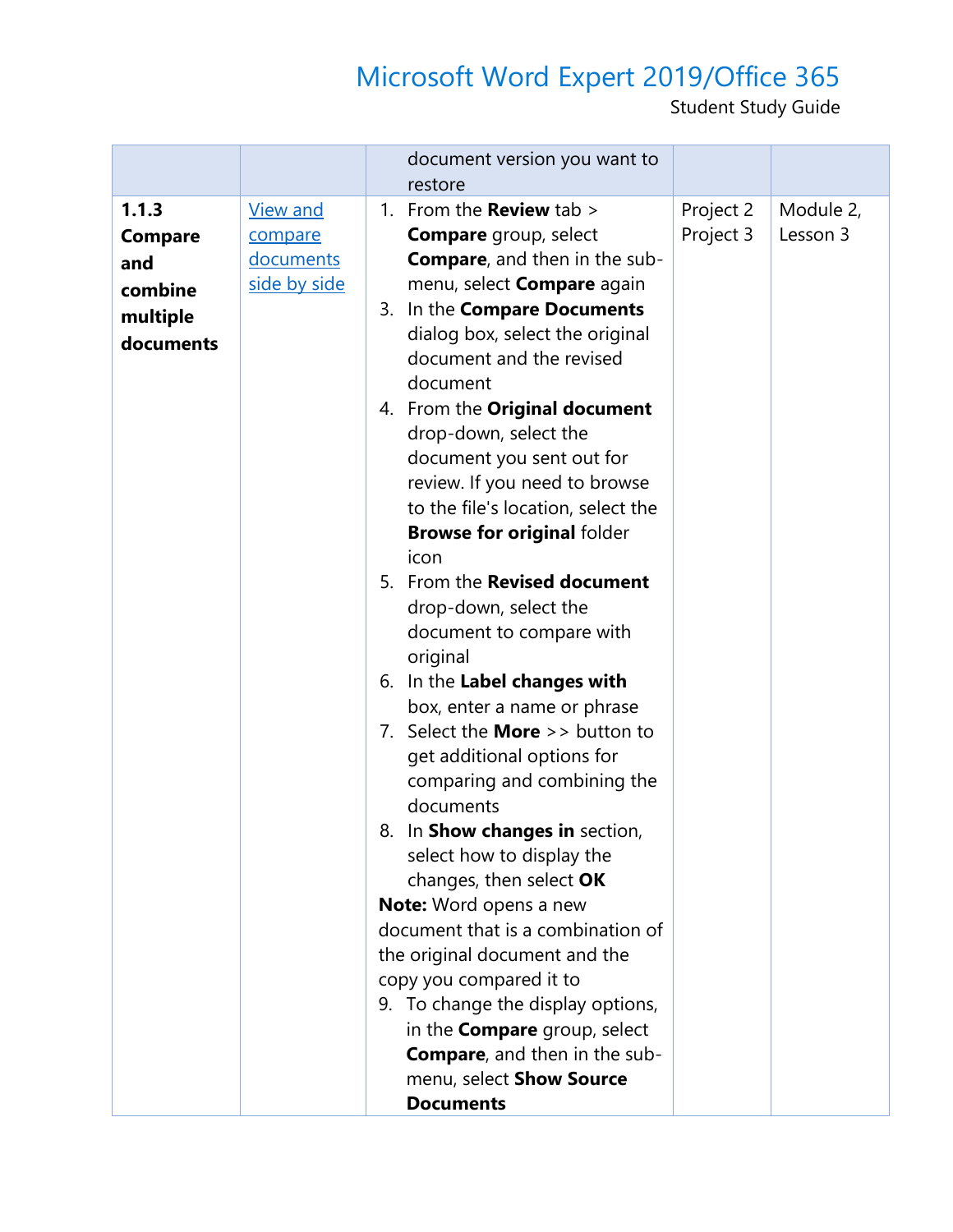| | | | | |
|---|---|---|---|---|
| | | document version you want to restore | | |
| **1.1.3 Compare and combine multiple documents** | [View and compare documents side by side]() | 1. From the **Review** tab > **Compare** group, select **Compare**, and then in the sub-menu, select **Compare** again<br>3. In the **Compare Documents** dialog box, select the original document and the revised document<br>4. From the **Original document** drop-down, select the document you sent out for review. If you need to browse to the file's location, select the **Browse for original** folder icon<br>5. From the **Revised document** drop-down, select the document to compare with original<br>6. In the **Label changes with** box, enter a name or phrase<br>7. Select the **More** >> button to get additional options for comparing and combining the documents<br>8. In **Show changes in** section, select how to display the changes, then select **OK**<br>**Note:** Word opens a new document that is a combination of the original document and the copy you compared it to<br>9. To change the display options, in the **Compare** group, select **Compare**, and then in the sub-menu, select **Show Source Documents** | Project 2<br>Project 3 | Module 2, Lesson 3 |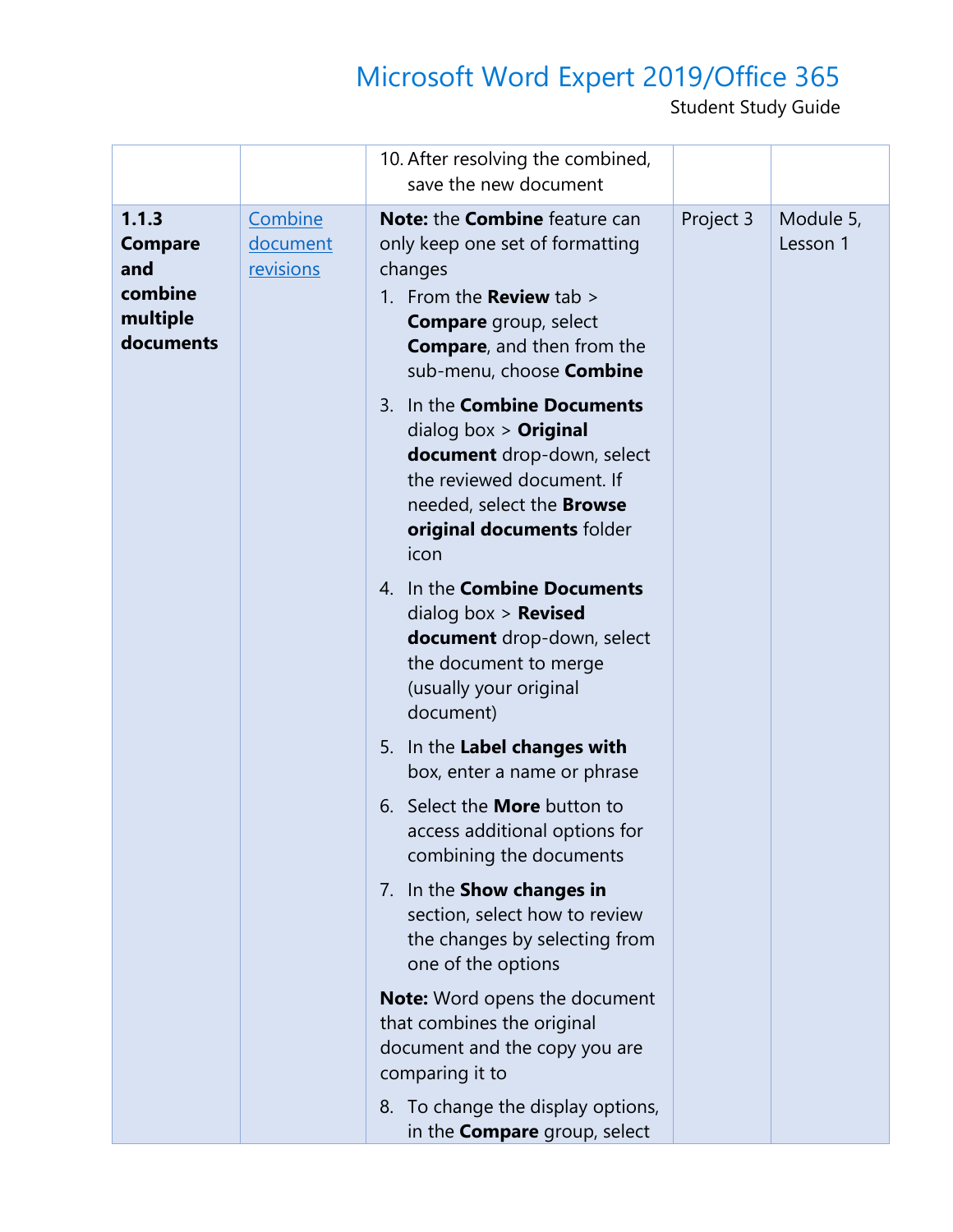| | | | | |
|---|---|---|---|---|
| | | 10. After resolving the combined, save the new document | | |
| **1.1.3 Compare and combine multiple documents** | [Combine document revisions]() | **Note:** the **Combine** feature can only keep one set of formatting changes<br>1. From the **Review** tab > **Compare** group, select **Compare**, and then from the sub-menu, choose **Combine**<br>3. In the **Combine Documents** dialog box > **Original document** drop-down, select the reviewed document. If needed, select the **Browse original documents** folder icon<br>4. In the **Combine Documents** dialog box > **Revised document** drop-down, select the document to merge (usually your original document)<br>5. In the **Label changes with** box, enter a name or phrase<br>6. Select the **More** button to access additional options for combining the documents<br>7. In the **Show changes in** section, select how to review the changes by selecting from one of the options<br>**Note:** Word opens the document that combines the original document and the copy you are comparing it to<br>8. To change the display options, in the **Compare** group, select | Project 3 | Module 5, Lesson 1 |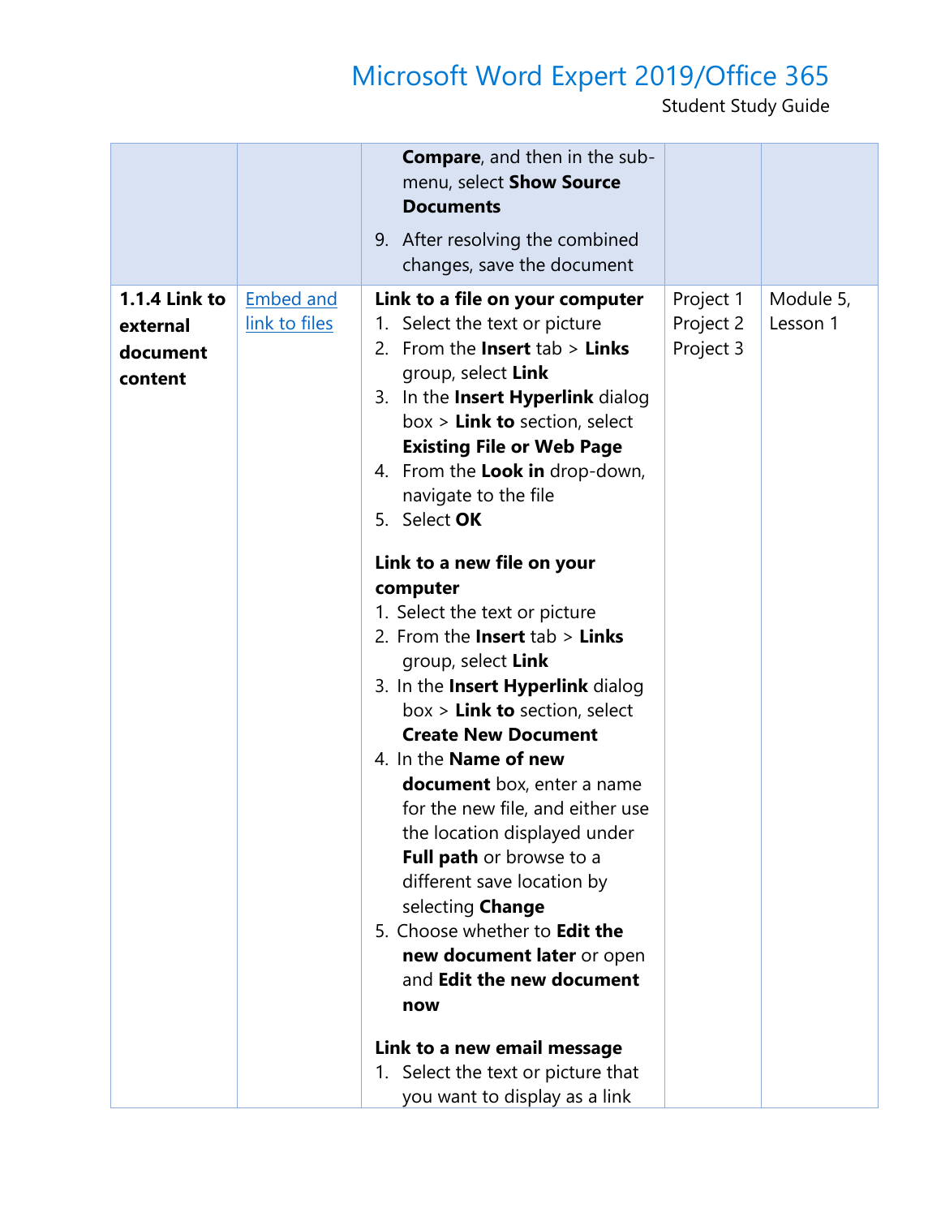| | | | | |
|---|---|---|---|---|
| | | **Compare**, and then in the sub-menu, select **Show Source Documents**<br>9. After resolving the combined changes, save the document | | |
| **1.1.4 Link to external document content** | [Embed and link to files]() | **Link to a file on your computer**<br>1. Select the text or picture<br>2. From the **Insert** tab > **Links** group, select **Link**<br>3. In the **Insert Hyperlink** dialog box > **Link to** section, select **Existing File or Web Page**<br>4. From the **Look in** drop-down, navigate to the file<br>5. Select **OK**<br><br>**Link to a new file on your computer**<br>1. Select the text or picture<br>2. From the **Insert** tab > **Links** group, select **Link**<br>3. In the **Insert Hyperlink** dialog box > **Link to** section, select **Create New Document**<br>4. In the **Name of new document** box, enter a name for the new file, and either use the location displayed under **Full path** or browse to a different save location by selecting **Change**<br>5. Choose whether to **Edit the new document later** or open and **Edit the new document now**<br><br>**Link to a new email message**<br>1. Select the text or picture that you want to display as a link | Project 1<br>Project 2<br>Project 3 | Module 5, Lesson 1 |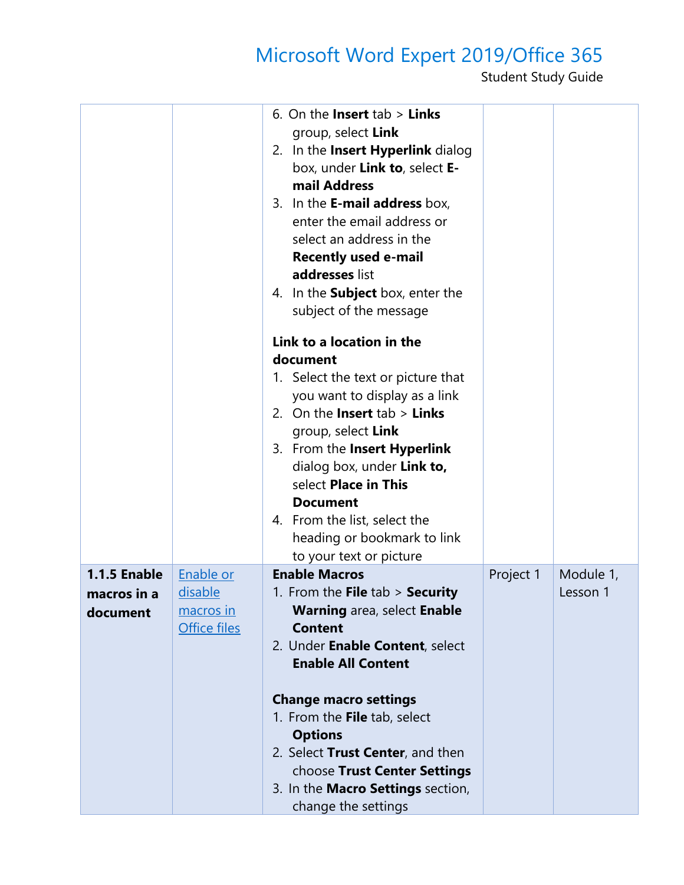| | | 6. On the **Insert** tab > **Links** group, select **Link**<br>2. In the **Insert Hyperlink** dialog box, under **Link to**, select **E-mail Address**<br>3. In the **E-mail address** box, enter the email address or select an address in the **Recently used e-mail addresses** list<br>4. In the **Subject** box, enter the subject of the message<br><br>**Link to a location in the document**<br>1. Select the text or picture that you want to display as a link<br>2. On the **Insert** tab > **Links** group, select **Link**<br>3. From the **Insert Hyperlink** dialog box, under **Link to,** select **Place in This Document**<br>4. From the list, select the heading or bookmark to link to your text or picture | | |
|---|---|---|---|---|
| **1.1.5 Enable macros in a document** | Enable or disable macros in Office files | **Enable Macros**<br>1. From the **File** tab > **Security Warning** area, select **Enable Content**<br>2. Under **Enable Content**, select **Enable All Content**<br><br>**Change macro settings**<br>1. From the **File** tab, select **Options**<br>2. Select **Trust Center**, and then choose **Trust Center Settings**<br>3. In the **Macro Settings** section, change the settings | Project 1 | Module 1, Lesson 1 |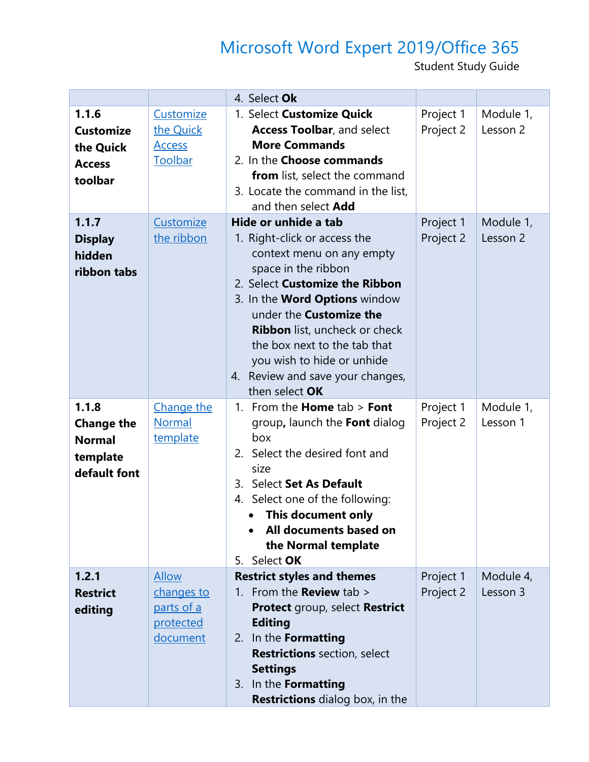| | | | | |
|---|---|---|---|---|
| | | 4. Select **Ok** | | |
| **1.1.6 Customize the Quick Access toolbar** | Customize the Quick Access Toolbar | 1. Select **Customize Quick Access Toolbar**, and select **More Commands**<br>2. In the **Choose commands from** list, select the command<br>3. Locate the command in the list, and then select **Add** | Project 1<br>Project 2 | Module 1, Lesson 2 |
| **1.1.7 Display hidden ribbon tabs** | Customize the ribbon | **Hide or unhide a tab**<br>1. Right-click or access the context menu on any empty space in the ribbon<br>2. Select **Customize the Ribbon**<br>3. In the **Word Options** window under the **Customize the Ribbon** list, uncheck or check the box next to the tab that you wish to hide or unhide<br>4. Review and save your changes, then select **OK** | Project 1<br>Project 2 | Module 1, Lesson 2 |
| **1.1.8 Change the Normal template default font** | Change the Normal template | 1. From the **Home** tab > **Font** group**,** launch the **Font** dialog box<br>2. Select the desired font and size<br>3. Select **Set As Default**<br>4. Select one of the following:<br>• **This document only**<br>• **All documents based on the Normal template**<br>5. Select **OK** | Project 1<br>Project 2 | Module 1, Lesson 1 |
| **1.2.1 Restrict editing** | Allow changes to parts of a protected document | **Restrict styles and themes**<br>1. From the **Review** tab > **Protect** group, select **Restrict Editing**<br>2. In the **Formatting Restrictions** section, select **Settings**<br>3. In the **Formatting Restrictions** dialog box, in the | Project 1<br>Project 2 | Module 4, Lesson 3 |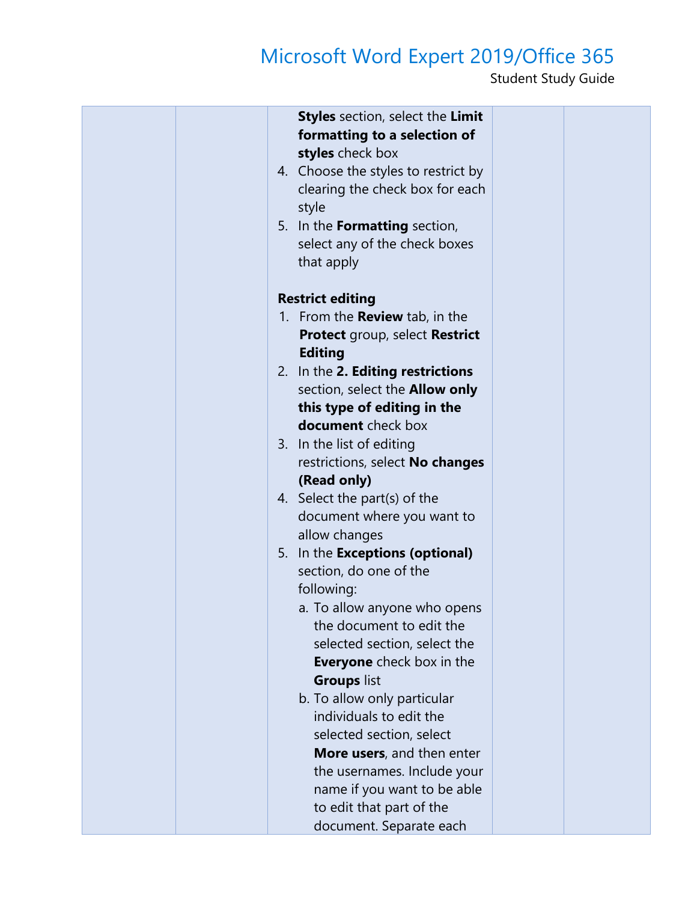| | | **Styles** section, select the **Limit formatting to a selection of styles** check box<br>4. Choose the styles to restrict by clearing the check box for each style<br>5. In the **Formatting** section, select any of the check boxes that apply<br><br>**Restrict editing**<br>1. From the **Review** tab, in the **Protect** group, select **Restrict Editing**<br>2. In the **2. Editing restrictions** section, select the **Allow only this type of editing in the document** check box<br>3. In the list of editing restrictions, select **No changes (Read only)**<br>4. Select the part(s) of the document where you want to allow changes<br>5. In the **Exceptions (optional)** section, do one of the following:<br>a. To allow anyone who opens the document to edit the selected section, select the **Everyone** check box in the **Groups** list<br>b. To allow only particular individuals to edit the selected section, select **More users**, and then enter the usernames. Include your name if you want to be able to edit that part of the document. Separate each | | |
|---|---|---|---|---|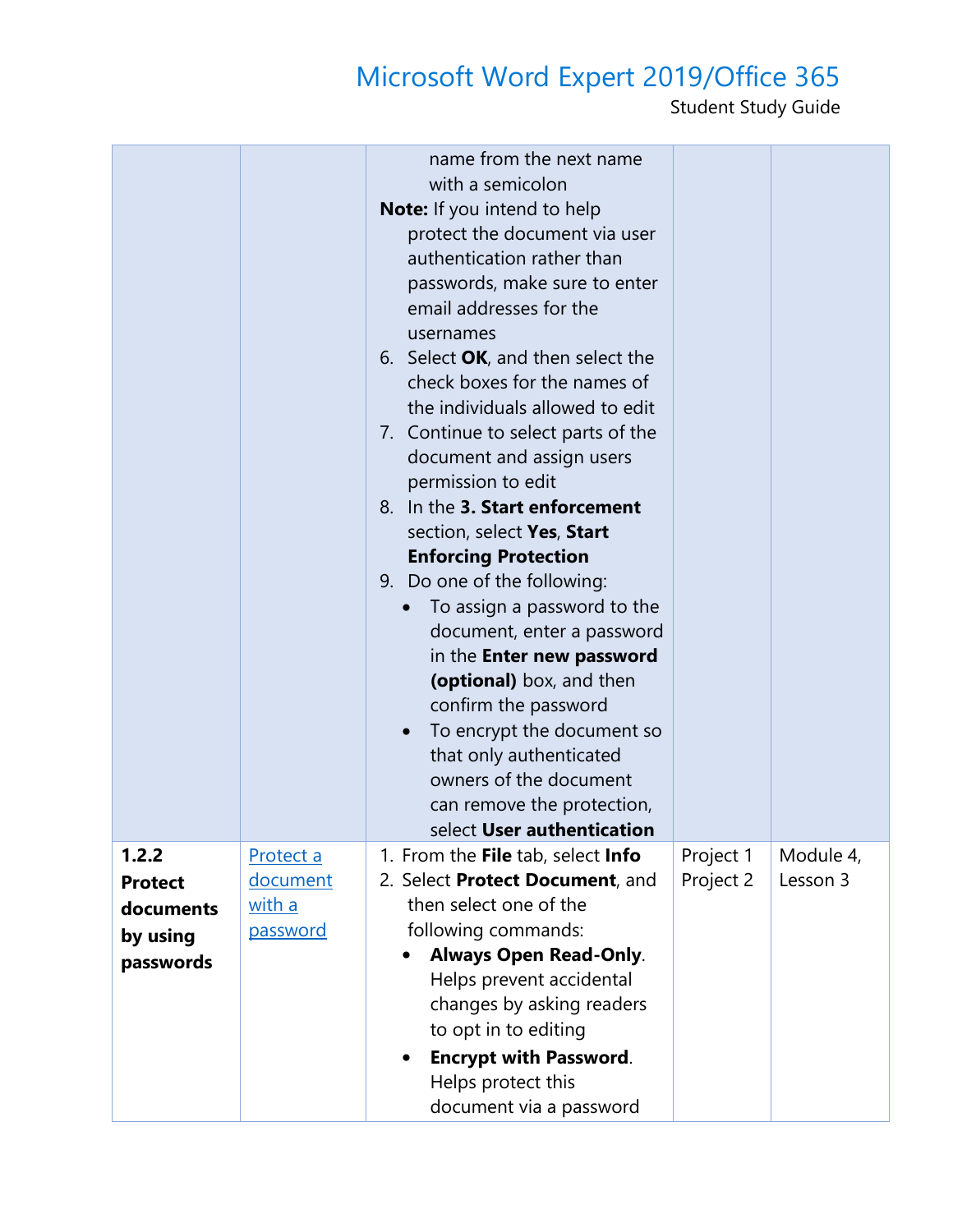| | | | | |
|---|---|---|---|---|
| | | name from the next name with a semicolon<br>**Note:** If you intend to help protect the document via user authentication rather than passwords, make sure to enter email addresses for the usernames<br>6. Select **OK**, and then select the check boxes for the names of the individuals allowed to edit<br>7. Continue to select parts of the document and assign users permission to edit<br>8. In the **3. Start enforcement** section, select **Yes**, **Start Enforcing Protection**<br>9. Do one of the following:<br>• To assign a password to the document, enter a password in the **Enter new password (optional)** box, and then confirm the password<br>• To encrypt the document so that only authenticated owners of the document can remove the protection, select **User authentication** | | |
| **1.2.2 Protect documents by using passwords** | Protect a document with a password | 1. From the **File** tab, select **Info**<br>2. Select **Protect Document**, and then select one of the following commands:<br>• **Always Open Read-Only**. Helps prevent accidental changes by asking readers to opt in to editing<br>• **Encrypt with Password**. Helps protect this document via a password | Project 1<br>Project 2 | Module 4, Lesson 3 |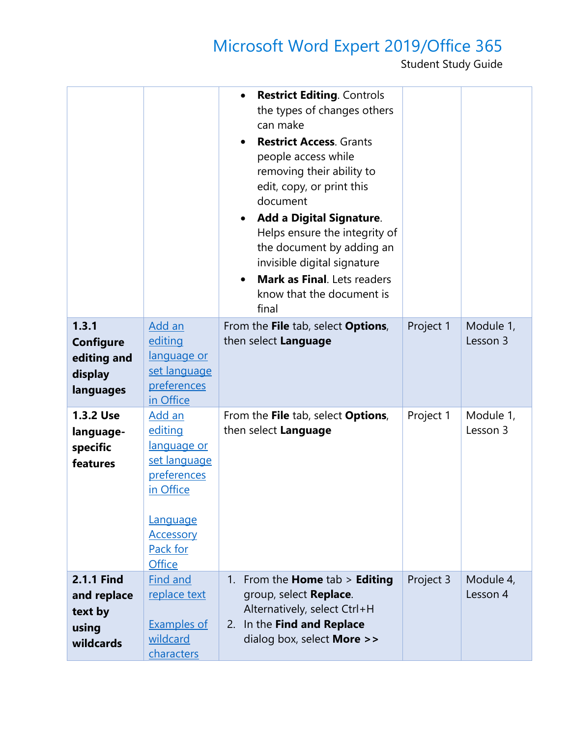| | | | | |
|---|---|---|---|---|
| | | • **Restrict Editing**. Controls the types of changes others can make<br>• **Restrict Access**. Grants people access while removing their ability to edit, copy, or print this document<br>• **Add a Digital Signature**. Helps ensure the integrity of the document by adding an invisible digital signature<br>• **Mark as Final**. Lets readers know that the document is final | | |
| **1.3.1 Configure editing and display languages** | Add an editing language or set language preferences in Office | From the **File** tab, select **Options**, then select **Language** | Project 1 | Module 1, Lesson 3 |
| **1.3.2 Use language-specific features** | Add an editing language or set language preferences in Office<br><br>Language Accessory Pack for Office | From the **File** tab, select **Options**, then select **Language** | Project 1 | Module 1, Lesson 3 |
| **2.1.1 Find and replace text by using wildcards** | Find and replace text<br><br>Examples of wildcard characters | 1. From the **Home** tab > **Editing** group, select **Replace**. Alternatively, select Ctrl+H<br>2. In the **Find and Replace** dialog box, select **More >>** | Project 3 | Module 4, Lesson 4 |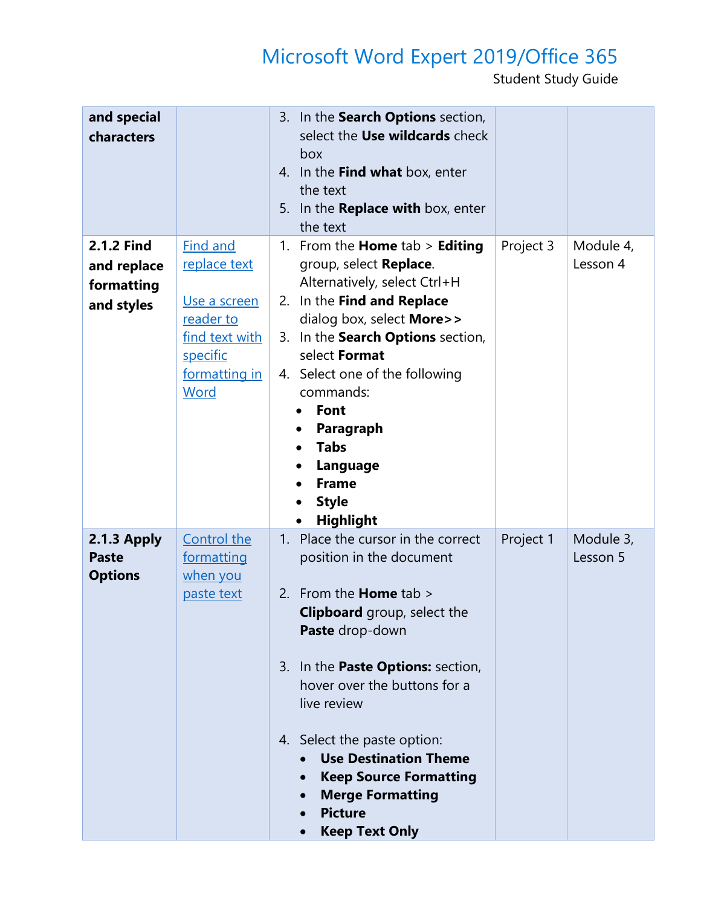| | | | | |
|---|---|---|---|---|
| **and special characters** | | 3. In the **Search Options** section, select the **Use wildcards** check box<br>4. In the **Find what** box, enter the text<br>5. In the **Replace with** box, enter the text | | |
| **2.1.2 Find and replace formatting and styles** | Find and replace text<br><br>Use a screen reader to find text with specific formatting in Word | 1. From the **Home** tab > **Editing** group, select **Replace**. Alternatively, select Ctrl+H<br>2. In the **Find and Replace** dialog box, select **More>>**<br>3. In the **Search Options** section, select **Format**<br>4. Select one of the following commands:<br>• **Font**<br>• **Paragraph**<br>• **Tabs**<br>• **Language**<br>• **Frame**<br>• **Style**<br>• **Highlight** | Project 3 | Module 4, Lesson 4 |
| **2.1.3 Apply Paste Options** | Control the formatting when you paste text | 1. Place the cursor in the correct position in the document<br>2. From the **Home** tab > **Clipboard** group, select the **Paste** drop-down<br>3. In the **Paste Options:** section, hover over the buttons for a live review<br>4. Select the paste option:<br>• **Use Destination Theme**<br>• **Keep Source Formatting**<br>• **Merge Formatting**<br>• **Picture**<br>• **Keep Text Only** | Project 1 | Module 3, Lesson 5 |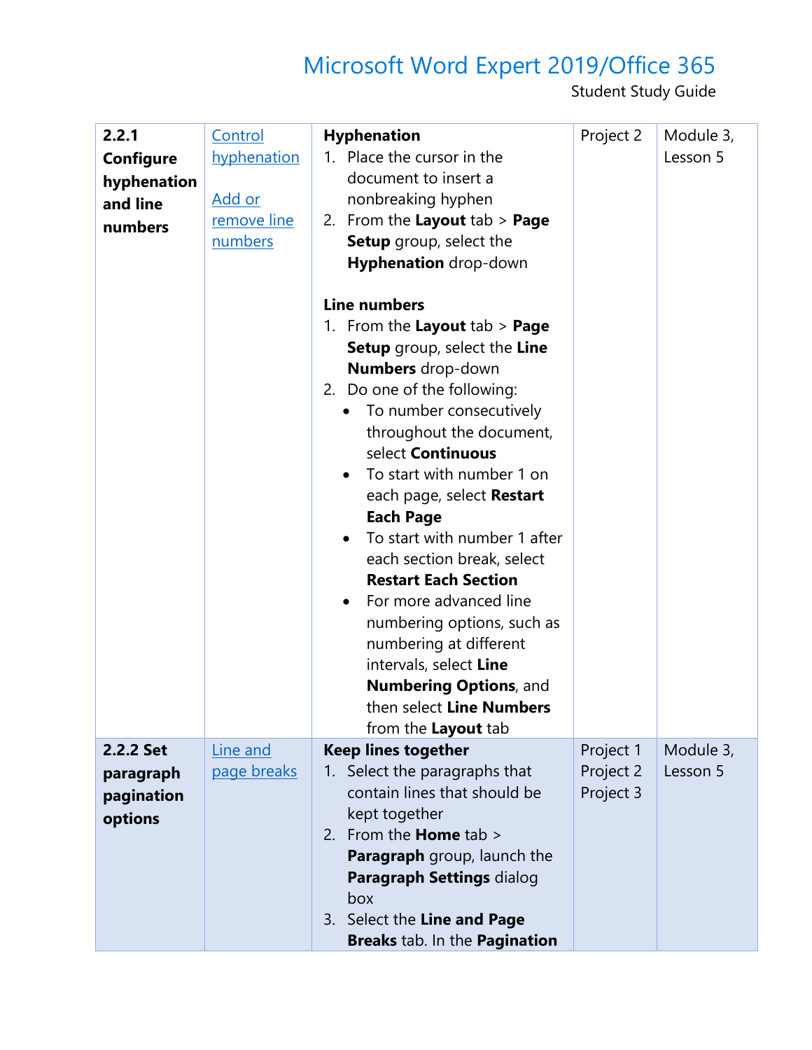| | | | | |
|---|---|---|---|---|
| **2.2.1 Configure hyphenation and line numbers** | Control hyphenation<br><br>Add or remove line numbers | **Hyphenation**<br>1. Place the cursor in the document to insert a nonbreaking hyphen<br>2. From the **Layout** tab > **Page Setup** group, select the **Hyphenation** drop-down<br><br>**Line numbers**<br>1. From the **Layout** tab > **Page Setup** group, select the **Line Numbers** drop-down<br>2. Do one of the following:<br>• To number consecutively throughout the document, select **Continuous**<br>• To start with number 1 on each page, select **Restart Each Page**<br>• To start with number 1 after each section break, select **Restart Each Section**<br>• For more advanced line numbering options, such as numbering at different intervals, select **Line Numbering Options**, and then select **Line Numbers** from the **Layout** tab | Project 2 | Module 3, Lesson 5 |
| **2.2.2 Set paragraph pagination options** | Line and page breaks | **Keep lines together**<br>1. Select the paragraphs that contain lines that should be kept together<br>2. From the **Home** tab > **Paragraph** group, launch the **Paragraph Settings** dialog box<br>3. Select the **Line and Page Breaks** tab. In the **Pagination** | Project 1<br>Project 2<br>Project 3 | Module 3, Lesson 5 |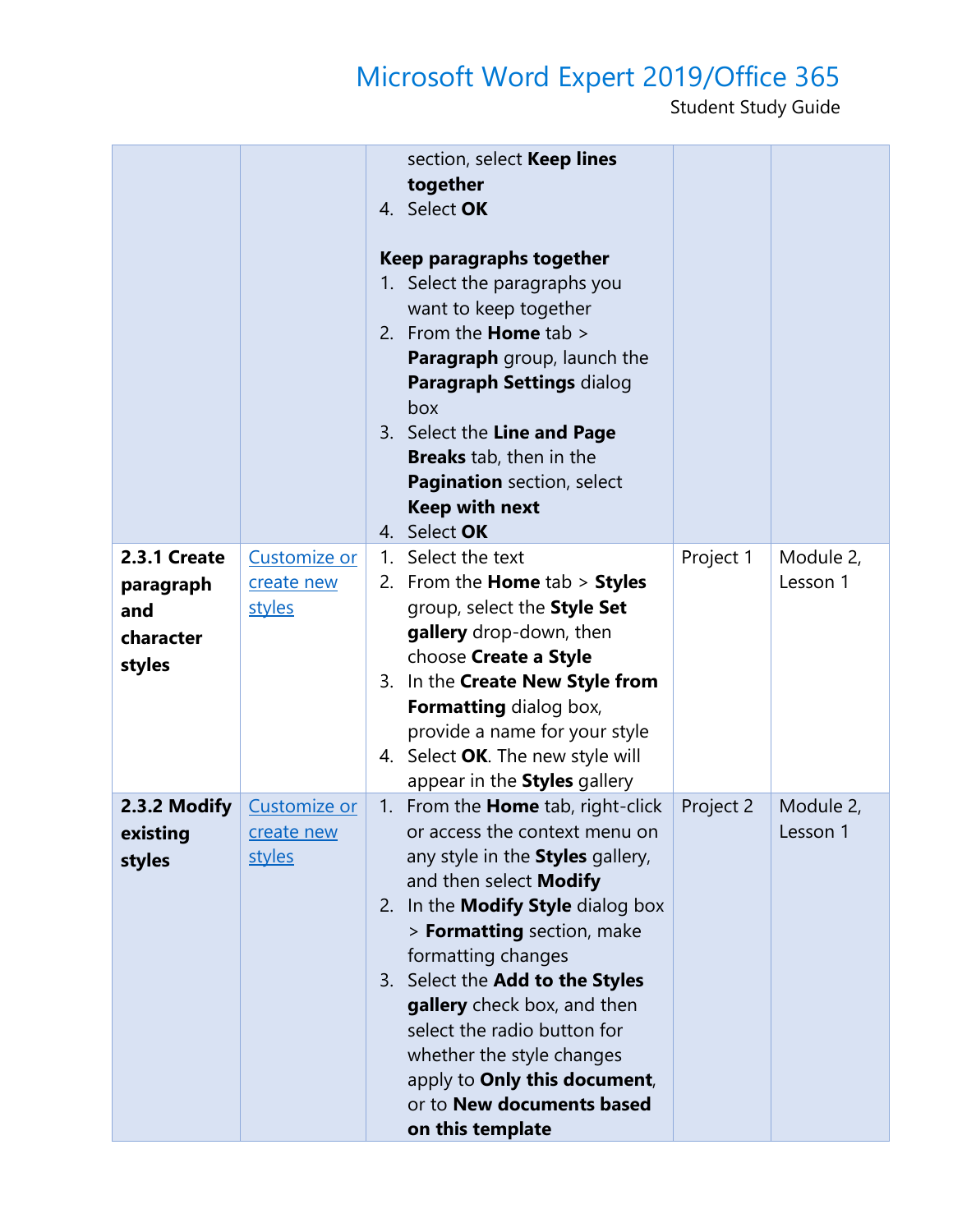| | | | | |
|---|---|---|---|---|
| | | section, select **Keep lines together**<br>4. Select **OK**<br><br>**Keep paragraphs together**<br>1. Select the paragraphs you want to keep together<br>2. From the **Home** tab > **Paragraph** group, launch the **Paragraph Settings** dialog box<br>3. Select the **Line and Page Breaks** tab, then in the **Pagination** section, select **Keep with next**<br>4. Select **OK** | | |
| **2.3.1 Create paragraph and character styles** | [Customize or create new styles]() | 1. Select the text<br>2. From the **Home** tab > **Styles** group, select the **Style Set gallery** drop-down, then choose **Create a Style**<br>3. In the **Create New Style from Formatting** dialog box, provide a name for your style<br>4. Select **OK**. The new style will appear in the **Styles** gallery | Project 1 | Module 2, Lesson 1 |
| **2.3.2 Modify existing styles** | [Customize or create new styles]() | 1. From the **Home** tab, right-click or access the context menu on any style in the **Styles** gallery, and then select **Modify**<br>2. In the **Modify Style** dialog box > **Formatting** section, make formatting changes<br>3. Select the **Add to the Styles gallery** check box, and then select the radio button for whether the style changes apply to **Only this document**, or to **New documents based on this template** | Project 2 | Module 2, Lesson 1 |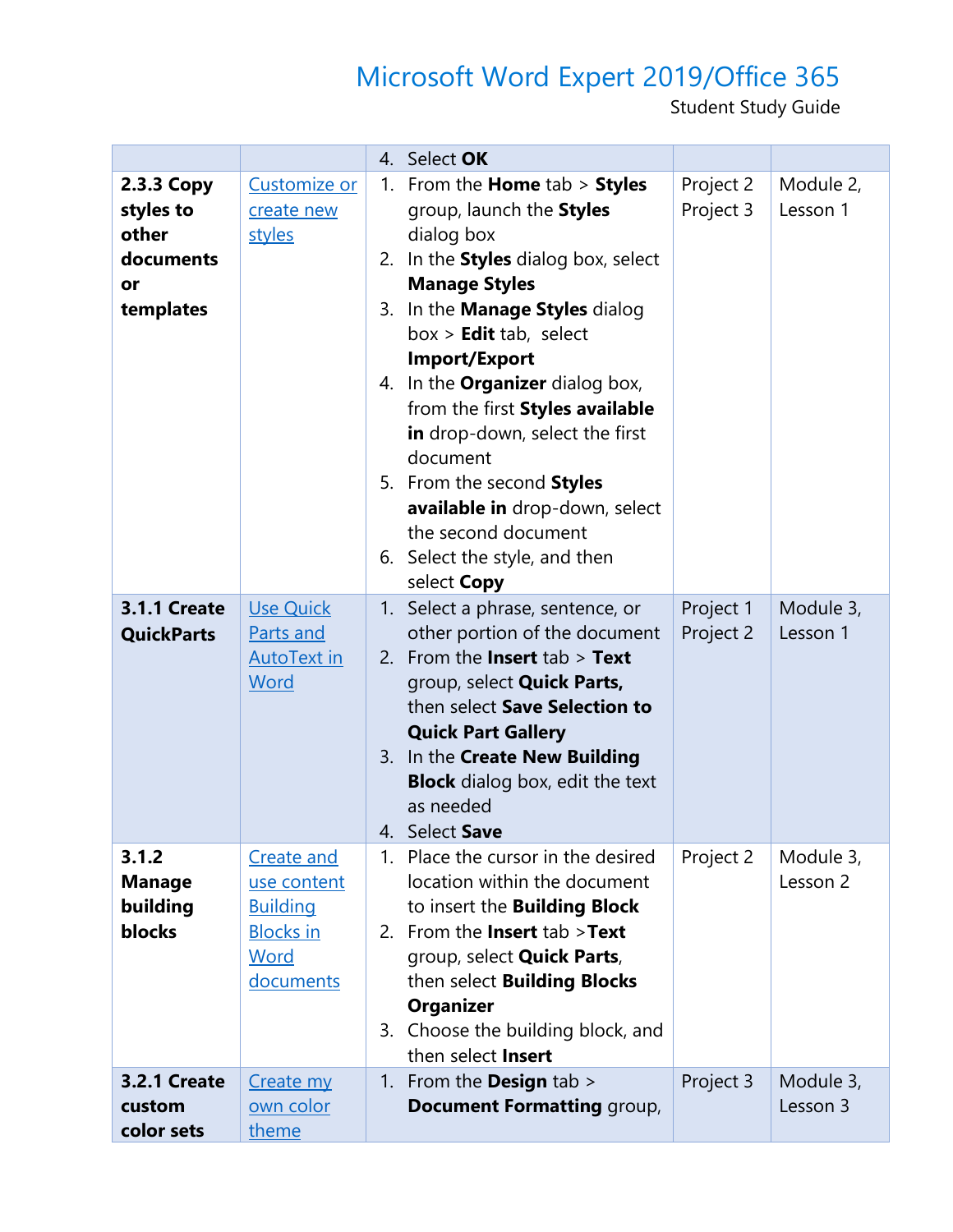| | | | | |
|---|---|---|---|---|
| | | 4. Select **OK** | | |
| **2.3.3 Copy styles to other documents or templates** | [Customize or create new styles]() | 1. From the **Home** tab > **Styles** group, launch the **Styles** dialog box<br>2. In the **Styles** dialog box, select **Manage Styles**<br>3. In the **Manage Styles** dialog box > **Edit** tab, select **Import/Export**<br>4. In the **Organizer** dialog box, from the first **Styles available in** drop-down, select the first document<br>5. From the second **Styles available in** drop-down, select the second document<br>6. Select the style, and then select **Copy** | Project 2<br>Project 3 | Module 2, Lesson 1 |
| **3.1.1 Create QuickParts** | [Use Quick Parts and AutoText in Word]() | 1. Select a phrase, sentence, or other portion of the document<br>2. From the **Insert** tab > **Text** group, select **Quick Parts,** then select **Save Selection to Quick Part Gallery**<br>3. In the **Create New Building Block** dialog box, edit the text as needed<br>4. Select **Save** | Project 1<br>Project 2 | Module 3, Lesson 1 |
| **3.1.2 Manage building blocks** | [Create and use content Building Blocks in Word documents]() | 1. Place the cursor in the desired location within the document to insert the **Building Block**<br>2. From the **Insert** tab >**Text** group, select **Quick Parts**, then select **Building Blocks Organizer**<br>3. Choose the building block, and then select **Insert** | Project 2 | Module 3, Lesson 2 |
| **3.2.1 Create custom color sets** | [Create my own color theme]() | 1. From the **Design** tab > **Document Formatting** group, | Project 3 | Module 3, Lesson 3 |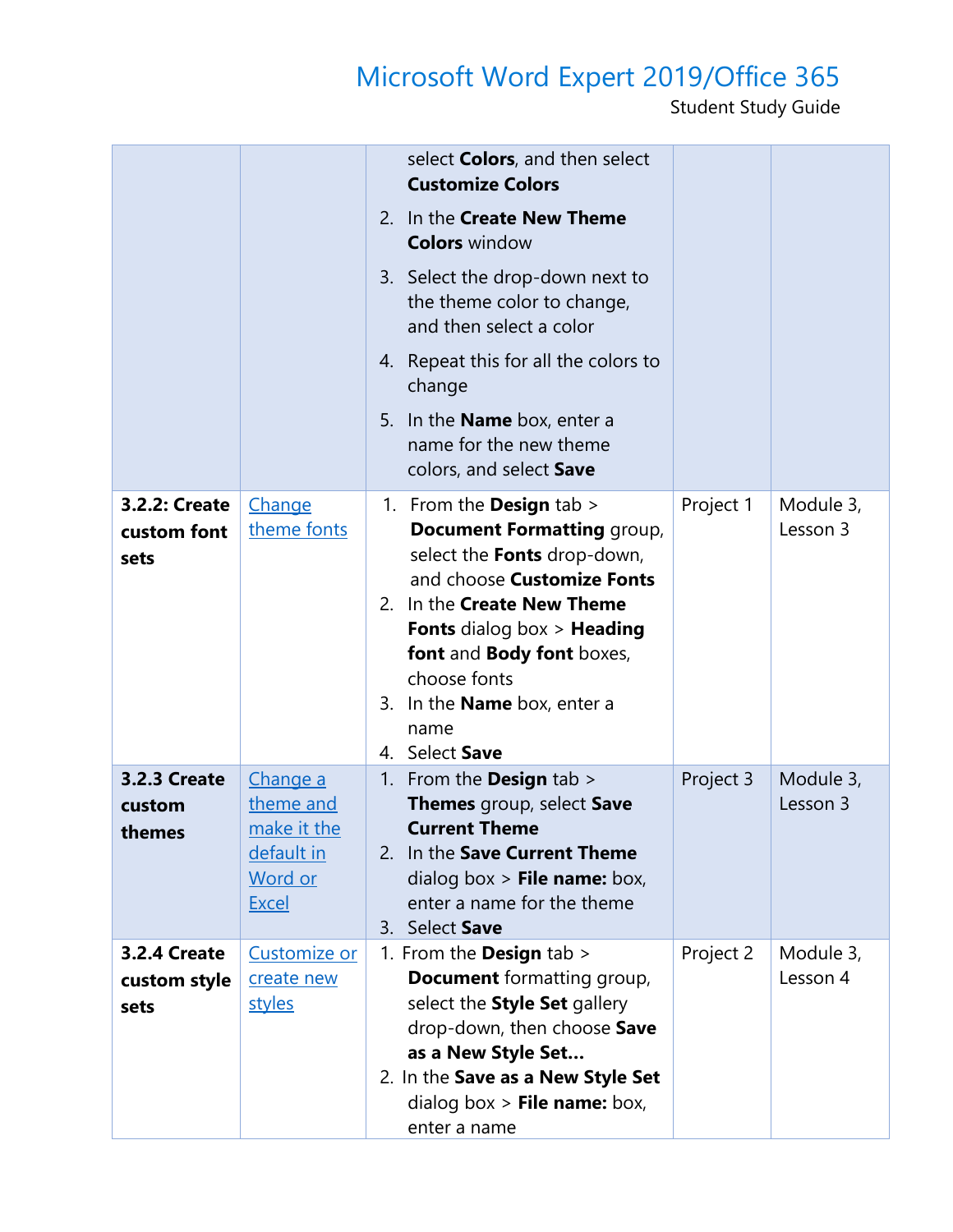| | | select **Colors**, and then select **Customize Colors**<br>2. In the **Create New Theme Colors** window<br>3. Select the drop-down next to the theme color to change, and then select a color<br>4. Repeat this for all the colors to change<br>5. In the **Name** box, enter a name for the new theme colors, and select **Save** | | |
|---|---|---|---|---|
| **3.2.2: Create custom font sets** | Change theme fonts | 1. From the **Design** tab > **Document Formatting** group, select the **Fonts** drop-down, and choose **Customize Fonts**<br>2. In the **Create New Theme Fonts** dialog box > **Heading font** and **Body font** boxes, choose fonts<br>3. In the **Name** box, enter a name<br>4. Select **Save** | Project 1 | Module 3, Lesson 3 |
| **3.2.3 Create custom themes** | Change a theme and make it the default in Word or Excel | 1. From the **Design** tab > **Themes** group, select **Save Current Theme**<br>2. In the **Save Current Theme** dialog box > **File name:** box, enter a name for the theme<br>3. Select **Save** | Project 3 | Module 3, Lesson 3 |
| **3.2.4 Create custom style sets** | Customize or create new styles | 1. From the **Design** tab > **Document** formatting group, select the **Style Set** gallery drop-down, then choose **Save as a New Style Set…**<br>2. In the **Save as a New Style Set** dialog box > **File name:** box, enter a name | Project 2 | Module 3, Lesson 4 |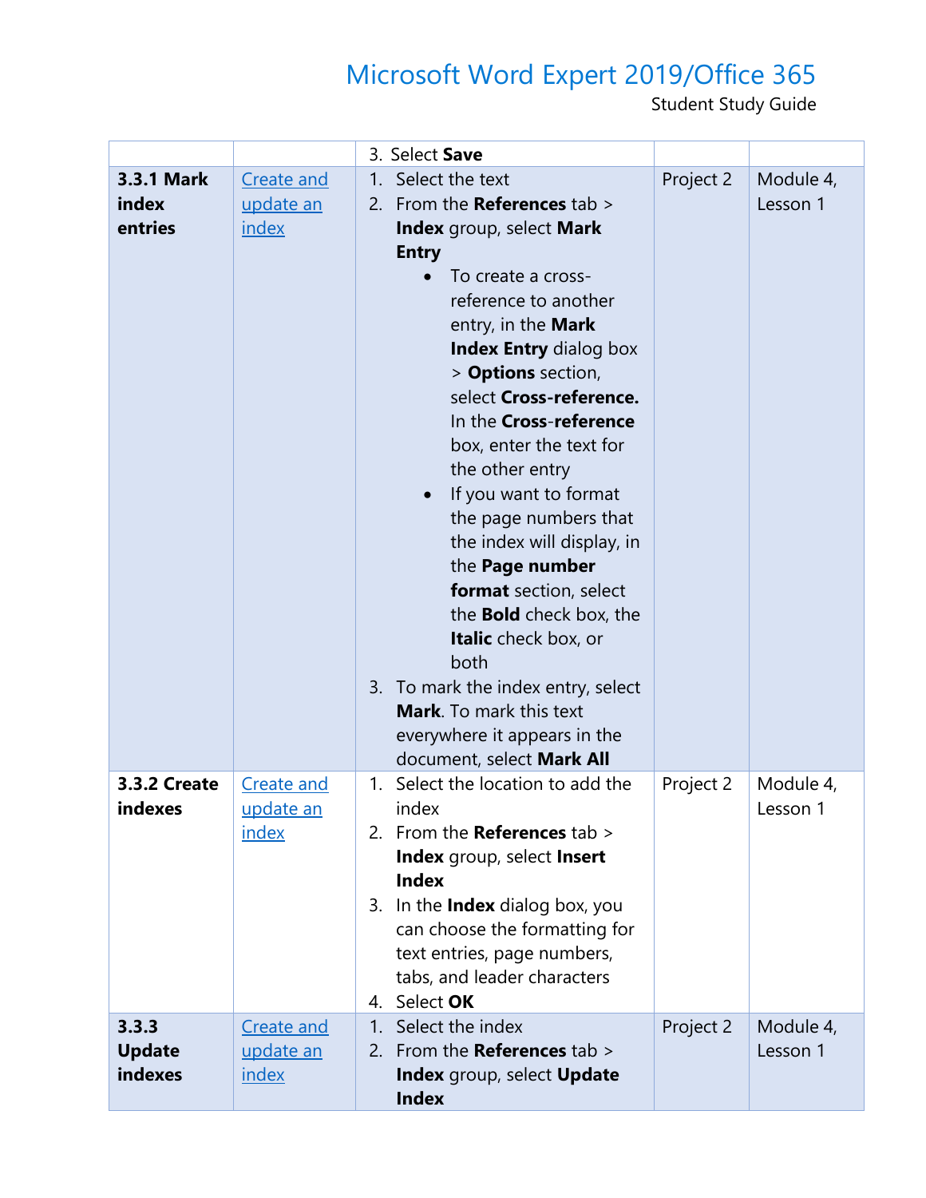| | | 3. Select **Save** | | |
|---|---|---|---|---|
| **3.3.1 Mark index entries** | Create and update an index | 1. Select the text<br>2. From the **References** tab > **Index** group, select **Mark Entry**<br>• To create a cross-reference to another entry, in the **Mark Index Entry** dialog box > **Options** section, select **Cross-reference.** In the **Cross-reference** box, enter the text for the other entry<br>• If you want to format the page numbers that the index will display, in the **Page number format** section, select the **Bold** check box, the **Italic** check box, or both<br>3. To mark the index entry, select **Mark**. To mark this text everywhere it appears in the document, select **Mark All** | Project 2 | Module 4, Lesson 1 |
| **3.3.2 Create indexes** | Create and update an index | 1. Select the location to add the index<br>2. From the **References** tab > **Index** group, select **Insert Index**<br>3. In the **Index** dialog box, you can choose the formatting for text entries, page numbers, tabs, and leader characters<br>4. Select **OK** | Project 2 | Module 4, Lesson 1 |
| **3.3.3 Update indexes** | Create and update an index | 1. Select the index<br>2. From the **References** tab > **Index** group, select **Update Index** | Project 2 | Module 4, Lesson 1 |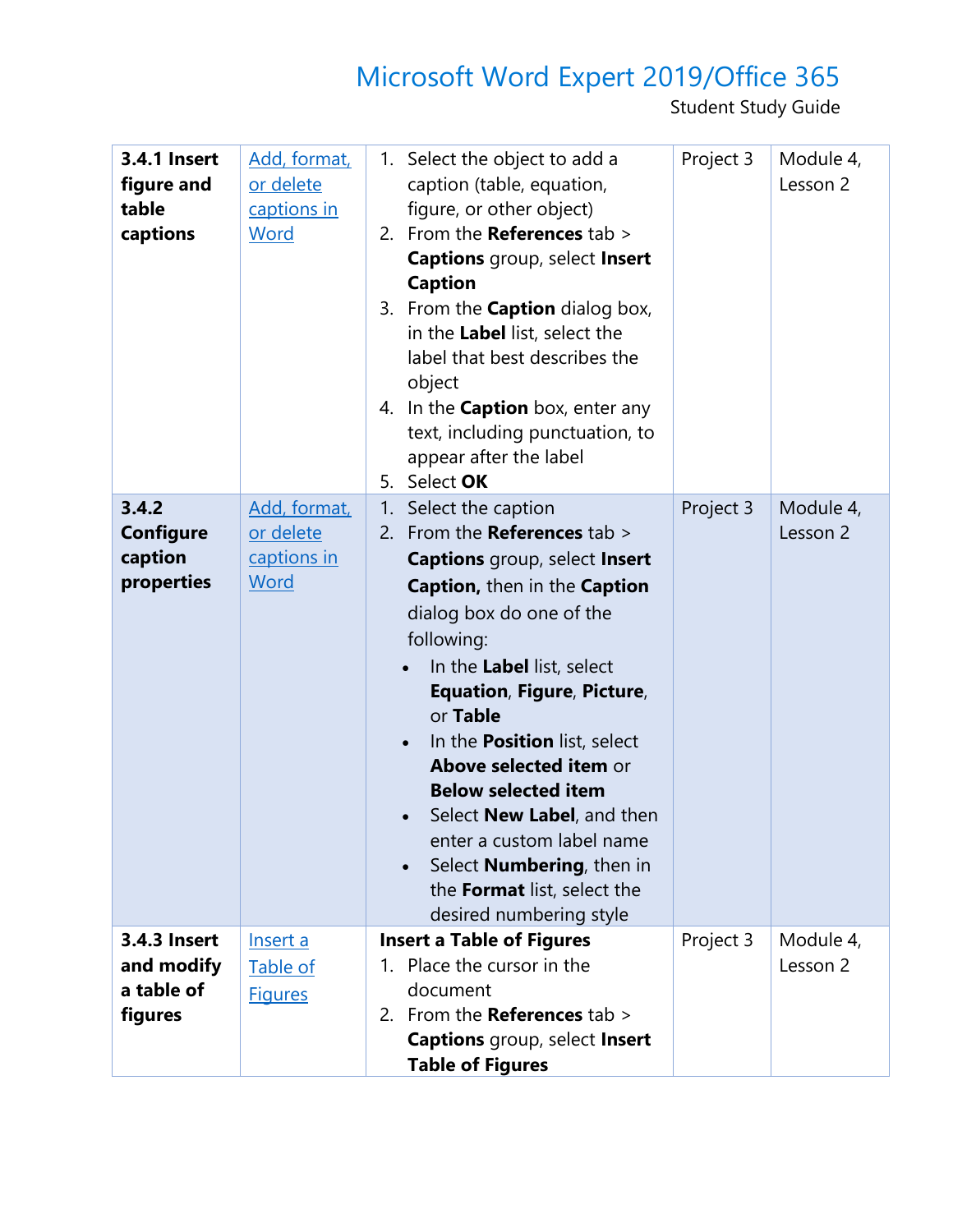| | | | | |
|---|---|---|---|---|
| **3.4.1 Insert figure and table captions** | Add, format, or delete captions in Word | 1. Select the object to add a caption (table, equation, figure, or other object)<br>2. From the **References** tab > **Captions** group, select **Insert Caption**<br>3. From the **Caption** dialog box, in the **Label** list, select the label that best describes the object<br>4. In the **Caption** box, enter any text, including punctuation, to appear after the label<br>5. Select **OK** | Project 3 | Module 4, Lesson 2 |
| **3.4.2 Configure caption properties** | Add, format, or delete captions in Word | 1. Select the caption<br>2. From the **References** tab > **Captions** group, select **Insert Caption,** then in the **Caption** dialog box do one of the following:<br>• In the **Label** list, select **Equation**, **Figure**, **Picture**, or **Table**<br>• In the **Position** list, select **Above selected item** or **Below selected item**<br>• Select **New Label**, and then enter a custom label name<br>• Select **Numbering**, then in the **Format** list, select the desired numbering style | Project 3 | Module 4, Lesson 2 |
| **3.4.3 Insert and modify a table of figures** | Insert a Table of Figures | **Insert a Table of Figures**<br>1. Place the cursor in the document<br>2. From the **References** tab > **Captions** group, select **Insert Table of Figures** | Project 3 | Module 4, Lesson 2 |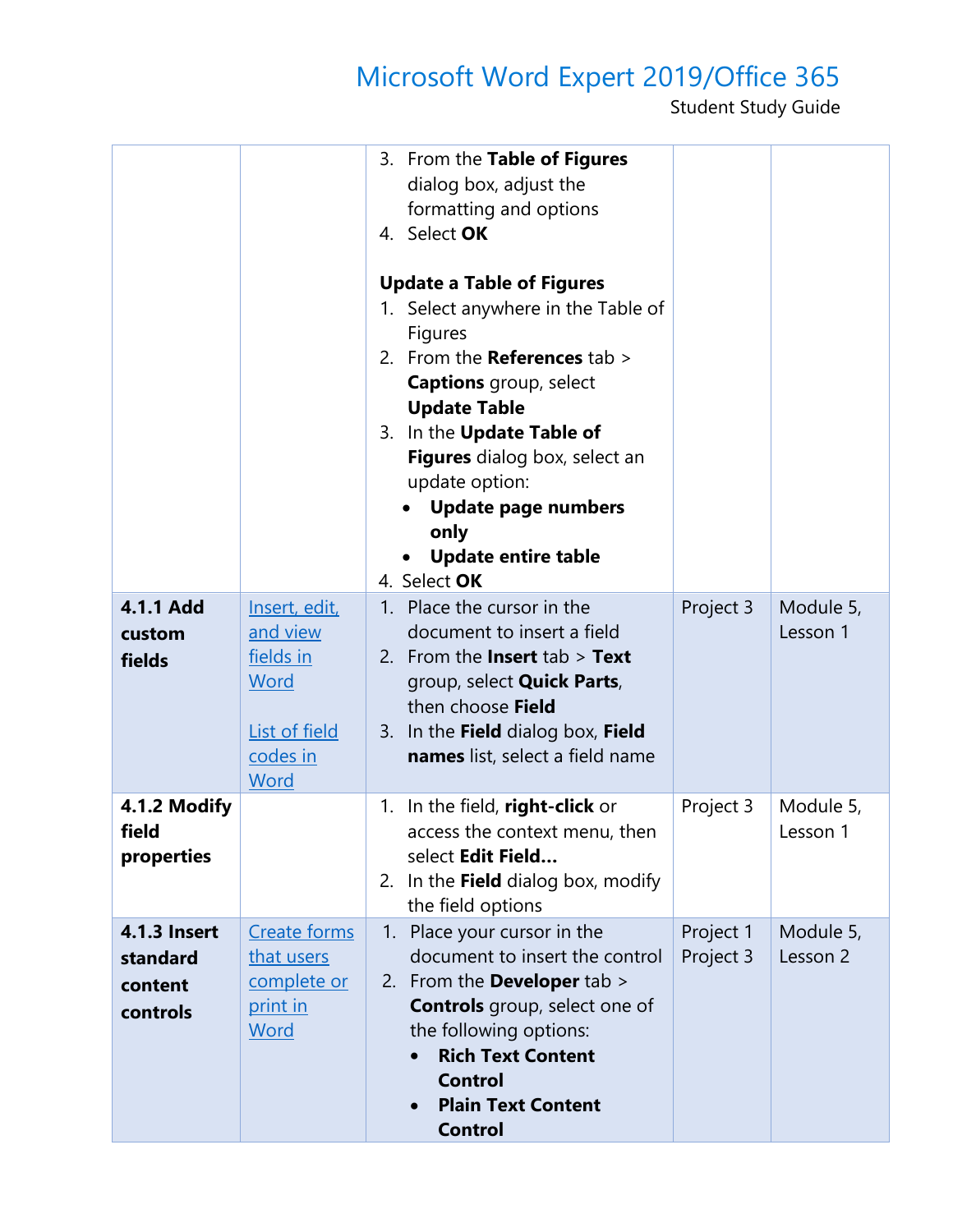| | | | | |
|---|---|---|---|---|
| | | 3. From the **Table of Figures** dialog box, adjust the formatting and options<br>4. Select **OK**<br><br>**Update a Table of Figures**<br>1. Select anywhere in the Table of Figures<br>2. From the **References** tab > **Captions** group, select **Update Table**<br>3. In the **Update Table of Figures** dialog box, select an update option:<br>• **Update page numbers only**<br>• **Update entire table**<br>4. Select **OK** | | |
| **4.1.1 Add custom fields** | Insert, edit, and view fields in Word<br><br>List of field codes in Word | 1. Place the cursor in the document to insert a field<br>2. From the **Insert** tab > **Text** group, select **Quick Parts**, then choose **Field**<br>3. In the **Field** dialog box, **Field names** list, select a field name | Project 3 | Module 5, Lesson 1 |
| **4.1.2 Modify field properties** | | 1. In the field, **right-click** or access the context menu, then select **Edit Field...**<br>2. In the **Field** dialog box, modify the field options | Project 3 | Module 5, Lesson 1 |
| **4.1.3 Insert standard content controls** | Create forms that users complete or print in Word | 1. Place your cursor in the document to insert the control<br>2. From the **Developer** tab > **Controls** group, select one of the following options:<br>• **Rich Text Content Control**<br>• **Plain Text Content Control** | Project 1<br>Project 3 | Module 5, Lesson 2 |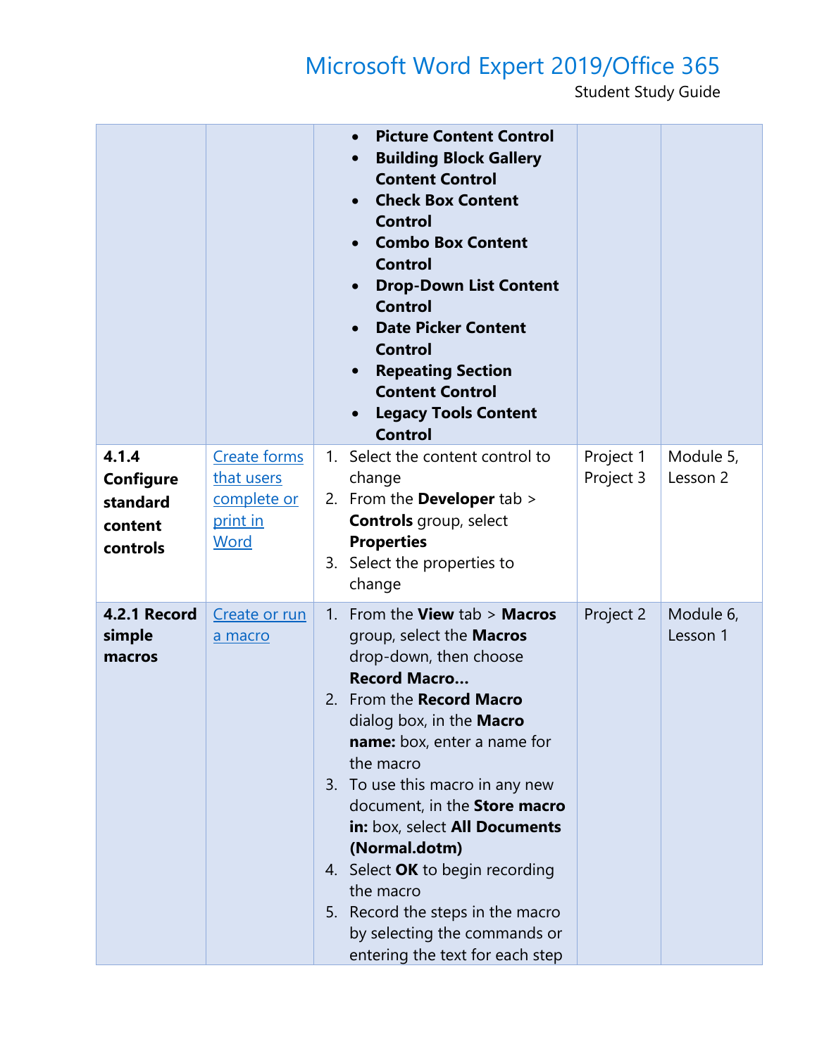| | | | | |
|---|---|---|---|---|
| | | • **Picture Content Control**<br>• **Building Block Gallery Content Control**<br>• **Check Box Content Control**<br>• **Combo Box Content Control**<br>• **Drop-Down List Content Control**<br>• **Date Picker Content Control**<br>• **Repeating Section Content Control**<br>• **Legacy Tools Content Control** | | |
| **4.1.4 Configure standard content controls** | Create forms that users complete or print in Word | 1. Select the content control to change<br>2. From the **Developer** tab > **Controls** group, select **Properties**<br>3. Select the properties to change | Project 1<br>Project 3 | Module 5, Lesson 2 |
| **4.2.1 Record simple macros** | Create or run a macro | 1. From the **View** tab > **Macros** group, select the **Macros** drop-down, then choose **Record Macro…**<br>2. From the **Record Macro** dialog box, in the **Macro name:** box, enter a name for the macro<br>3. To use this macro in any new document, in the **Store macro in:** box, select **All Documents (Normal.dotm)**<br>4. Select **OK** to begin recording the macro<br>5. Record the steps in the macro by selecting the commands or entering the text for each step | Project 2 | Module 6, Lesson 1 |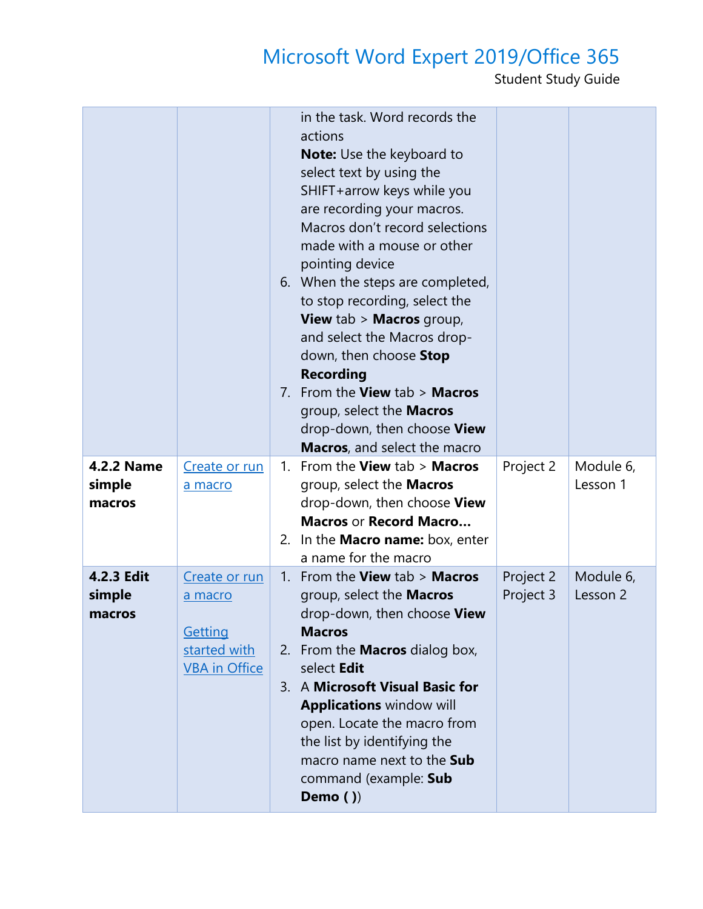| | | | | |
|---|---|---|---|---|
| | | in the task. Word records the actions<br>**Note:** Use the keyboard to select text by using the SHIFT+arrow keys while you are recording your macros. Macros don't record selections made with a mouse or other pointing device<br>6. When the steps are completed, to stop recording, select the **View** tab > **Macros** group, and select the Macros drop-down, then choose **Stop Recording**<br>7. From the **View** tab > **Macros** group, select the **Macros** drop-down, then choose **View Macros**, and select the macro | | |
| **4.2.2 Name simple macros** | Create or run a macro | 1. From the **View** tab > **Macros** group, select the **Macros** drop-down, then choose **View Macros** or **Record Macro…**<br>2. In the **Macro name:** box, enter a name for the macro | Project 2 | Module 6, Lesson 1 |
| **4.2.3 Edit simple macros** | Create or run a macro<br><br>Getting started with VBA in Office | 1. From the **View** tab > **Macros** group, select the **Macros** drop-down, then choose **View Macros**<br>2. From the **Macros** dialog box, select **Edit**<br>3. A **Microsoft Visual Basic for Applications** window will open. Locate the macro from the list by identifying the macro name next to the **Sub** command (example: **Sub Demo ( )**) | Project 2<br>Project 3 | Module 6, Lesson 2 |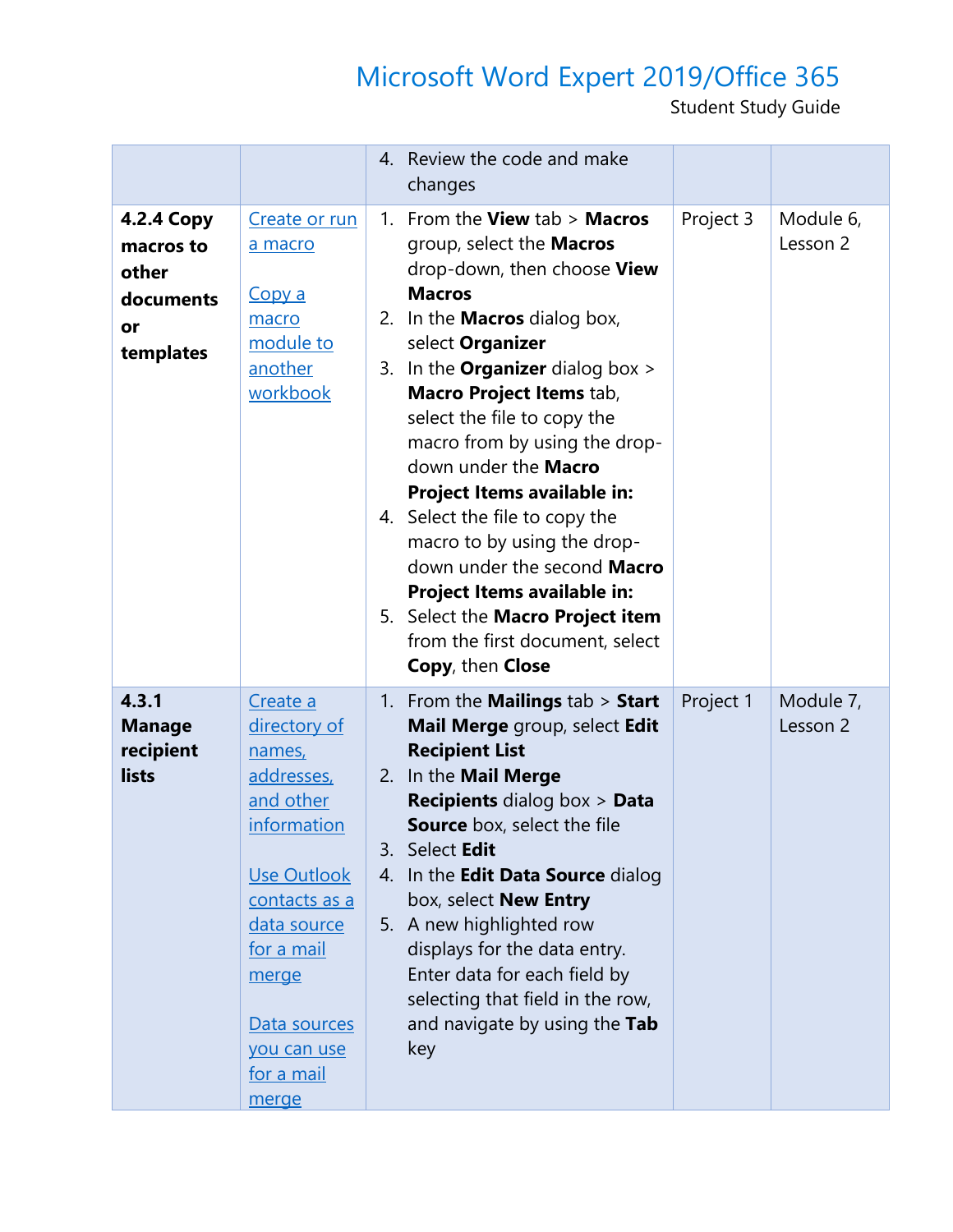| | | 4. Review the code and make changes | | |
|---|---|---|---|---|
| **4.2.4 Copy macros to other documents or templates** | Create or run a macro<br><br>Copy a macro module to another workbook | 1. From the **View** tab > **Macros** group, select the **Macros** drop-down, then choose **View Macros**<br>2. In the **Macros** dialog box, select **Organizer**<br>3. In the **Organizer** dialog box > **Macro Project Items** tab, select the file to copy the macro from by using the drop-down under the **Macro Project Items available in:**<br>4. Select the file to copy the macro to by using the drop-down under the second **Macro Project Items available in:**<br>5. Select the **Macro Project item** from the first document, select **Copy**, then **Close** | Project 3 | Module 6, Lesson 2 |
| **4.3.1 Manage recipient lists** | Create a directory of names, addresses, and other information<br><br>Use Outlook contacts as a data source for a mail merge<br><br>Data sources you can use for a mail merge | 1. From the **Mailings** tab > **Start Mail Merge** group, select **Edit Recipient List**<br>2. In the **Mail Merge Recipients** dialog box > **Data Source** box, select the file<br>3. Select **Edit**<br>4. In the **Edit Data Source** dialog box, select **New Entry**<br>5. A new highlighted row displays for the data entry. Enter data for each field by selecting that field in the row, and navigate by using the **Tab** key | Project 1 | Module 7, Lesson 2 |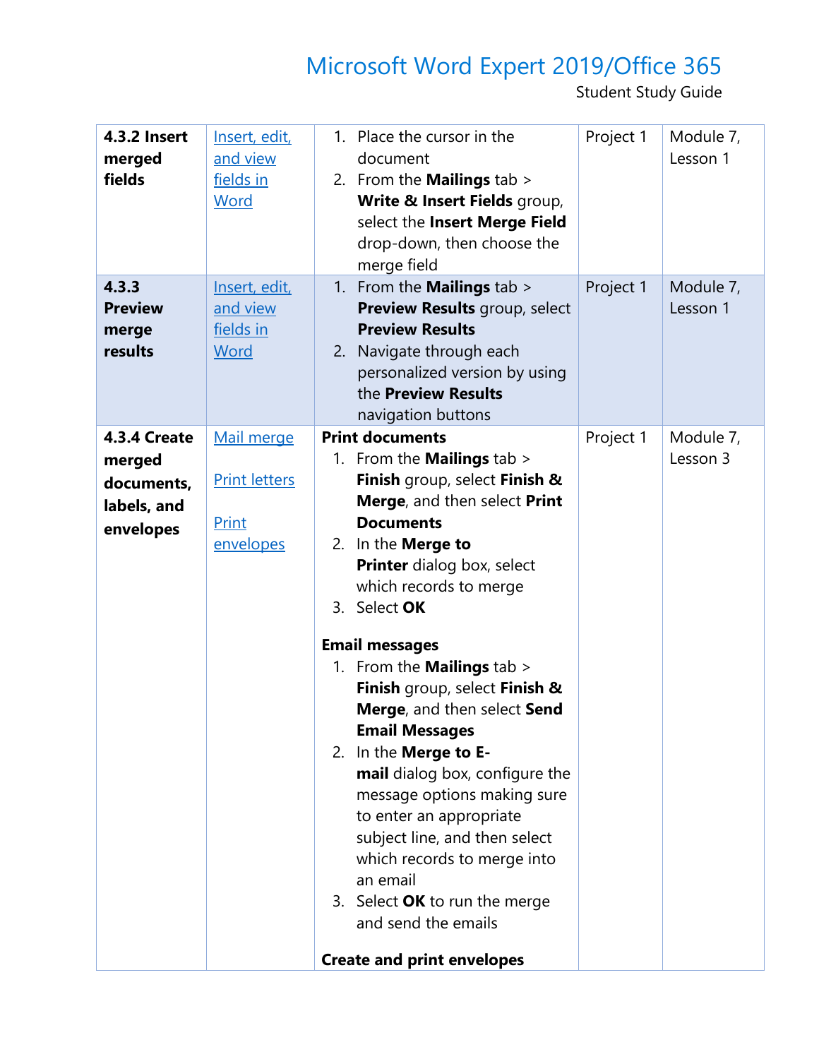| | | | | |
|---|---|---|---|---|
| **4.3.2 Insert merged fields** | Insert, edit, and view fields in Word | 1. Place the cursor in the document<br>2. From the **Mailings** tab > **Write & Insert Fields** group, select the **Insert Merge Field** drop-down, then choose the merge field | Project 1 | Module 7, Lesson 1 |
| **4.3.3 Preview merge results** | Insert, edit, and view fields in Word | 1. From the **Mailings** tab > **Preview Results** group, select **Preview Results**<br>2. Navigate through each personalized version by using the **Preview Results** navigation buttons | Project 1 | Module 7, Lesson 1 |
| **4.3.4 Create merged documents, labels, and envelopes** | Mail merge<br><br>Print letters<br><br>Print envelopes | **Print documents**<br>1. From the **Mailings** tab > **Finish** group, select **Finish & Merge**, and then select **Print Documents**<br>2. In the **Merge to Printer** dialog box, select which records to merge<br>3. Select **OK**<br><br>**Email messages**<br>1. From the **Mailings** tab > **Finish** group, select **Finish & Merge**, and then select **Send Email Messages**<br>2. In the **Merge to E-mail** dialog box, configure the message options making sure to enter an appropriate subject line, and then select which records to merge into an email<br>3. Select **OK** to run the merge and send the emails<br><br>**Create and print envelopes** | Project 1 | Module 7, Lesson 3 |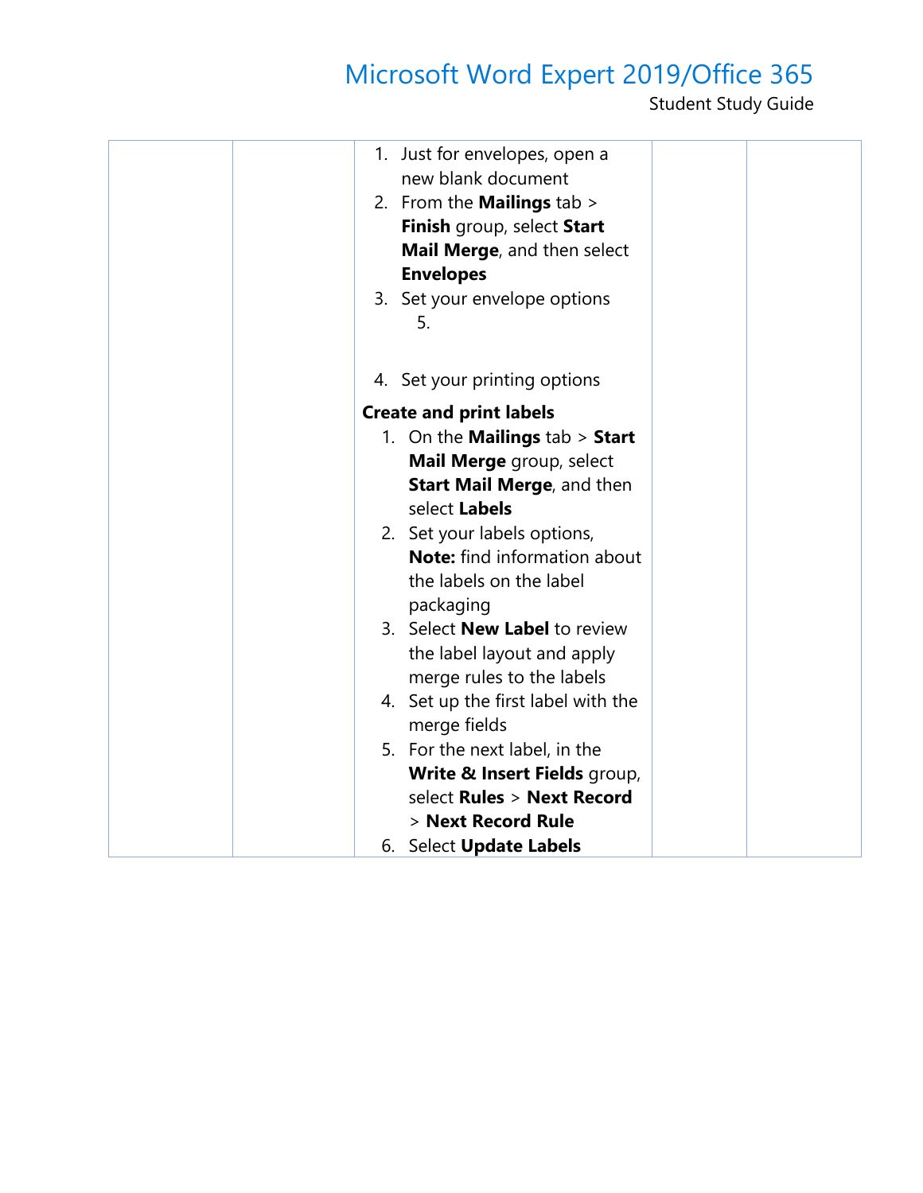| | | | | |
|---|---|---|---|---|
| | | 1. Just for envelopes, open a new blank document<br>2. From the **Mailings** tab > **Finish** group, select **Start Mail Merge**, and then select **Envelopes**<br>3. Set your envelope options<br>5.<br>4. Set your printing options<br>**Create and print labels**<br>1. On the **Mailings** tab > **Start Mail Merge** group, select **Start Mail Merge**, and then select **Labels**<br>2. Set your labels options, **Note:** find information about the labels on the label packaging<br>3. Select **New Label** to review the label layout and apply merge rules to the labels<br>4. Set up the first label with the merge fields<br>5. For the next label, in the **Write & Insert Fields** group, select **Rules** > **Next Record** > **Next Record Rule**<br>6. Select **Update Labels** | | |